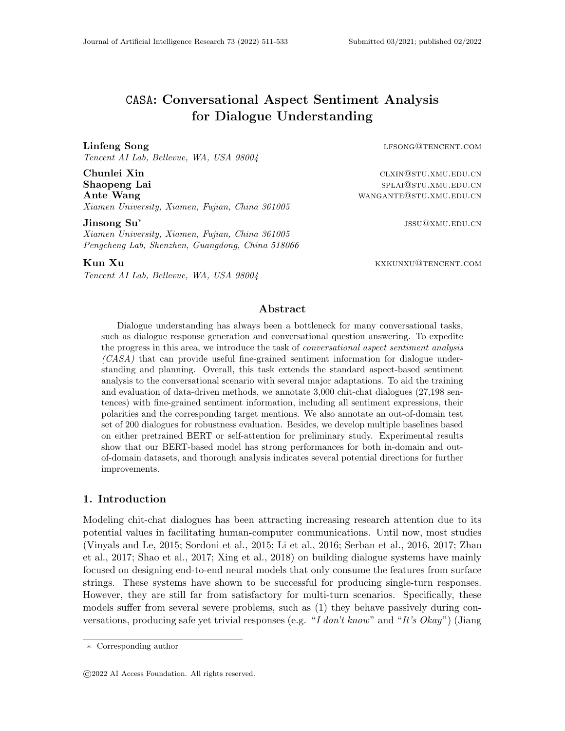# CASA: Conversational Aspect Sentiment Analysis for Dialogue Understanding

**Linfeng Song** LFSONG@TENCENT.COM
*Tencent AI Lab, Bellevue, WA, USA 98004*

**Chunlei Xin** CLXIN@STU.XMU.EDU.CN
**Shaopeng Lai** SPLAI@STU.XMU.EDU.CN
**Ante Wang** WANGANTE@STU.XMU.EDU.CN
*Xiamen University, Xiamen, Fujian, China 361005*

**Jinsong Su*** JSSU@XMU.EDU.CN
*Xiamen University, Xiamen, Fujian, China 361005*
*Pengcheng Lab, Shenzhen, Guangdong, China 518066*

**Kun Xu** KXKUNXU@TENCENT.COM
*Tencent AI Lab, Bellevue, WA, USA 98004*

## Abstract

Dialogue understanding has always been a bottleneck for many conversational tasks, such as dialogue response generation and conversational question answering. To expedite the progress in this area, we introduce the task of *conversational aspect sentiment analysis (CASA)* that can provide useful fine-grained sentiment information for dialogue understanding and planning. Overall, this task extends the standard aspect-based sentiment analysis to the conversational scenario with several major adaptations. To aid the training and evaluation of data-driven methods, we annotate 3,000 chit-chat dialogues (27,198 sentences) with fine-grained sentiment information, including all sentiment expressions, their polarities and the corresponding target mentions. We also annotate an out-of-domain test set of 200 dialogues for robustness evaluation. Besides, we develop multiple baselines based on either pretrained BERT or self-attention for preliminary study. Experimental results show that our BERT-based model has strong performances for both in-domain and out-of-domain datasets, and thorough analysis indicates several potential directions for further improvements.

## 1. Introduction

Modeling chit-chat dialogues has been attracting increasing research attention due to its potential values in facilitating human-computer communications. Until now, most studies (Vinyals and Le, 2015; Sordoni et al., 2015; Li et al., 2016; Serban et al., 2016, 2017; Zhao et al., 2017; Shao et al., 2017; Xing et al., 2018) on building dialogue systems have mainly focused on designing end-to-end neural models that only consume the features from surface strings. These systems have shown to be successful for producing single-turn responses. However, they are still far from satisfactory for multi-turn scenarios. Specifically, these models suffer from several severe problems, such as (1) they behave passively during conversations, producing safe yet trivial responses (e.g. "*I don't know*" and "*It's Okay*") (Jiang

* Corresponding author

©2022 AI Access Foundation. All rights reserved.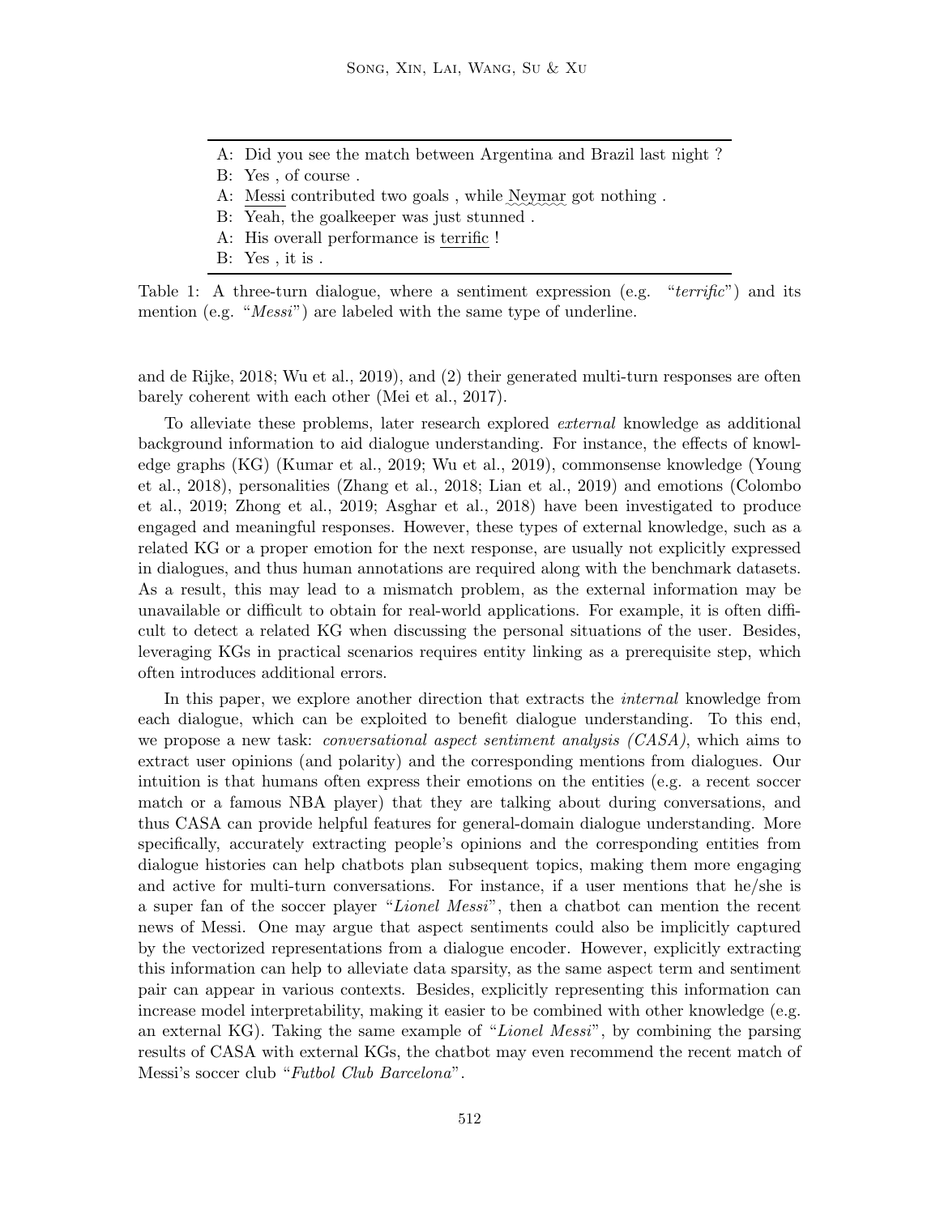| |
|---|
| A: Did you see the match between Argentina and Brazil last night ? |
| B: Yes , of course . |
| A: Messi contributed two goals , while Neymar got nothing . |
| B: Yeah, the goalkeeper was just stunned . |
| A: His overall performance is terrific ! |
| B: Yes , it is . |

Table 1: A three-turn dialogue, where a sentiment expression (e.g. "*terrific*") and its mention (e.g. "*Messi*") are labeled with the same type of underline.

and de Rijke, 2018; Wu et al., 2019), and (2) their generated multi-turn responses are often barely coherent with each other (Mei et al., 2017).

To alleviate these problems, later research explored *external* knowledge as additional background information to aid dialogue understanding. For instance, the effects of knowledge graphs (KG) (Kumar et al., 2019; Wu et al., 2019), commonsense knowledge (Young et al., 2018), personalities (Zhang et al., 2018; Lian et al., 2019) and emotions (Colombo et al., 2019; Zhong et al., 2019; Asghar et al., 2018) have been investigated to produce engaged and meaningful responses. However, these types of external knowledge, such as a related KG or a proper emotion for the next response, are usually not explicitly expressed in dialogues, and thus human annotations are required along with the benchmark datasets. As a result, this may lead to a mismatch problem, as the external information may be unavailable or difficult to obtain for real-world applications. For example, it is often difficult to detect a related KG when discussing the personal situations of the user. Besides, leveraging KGs in practical scenarios requires entity linking as a prerequisite step, which often introduces additional errors.

In this paper, we explore another direction that extracts the *internal* knowledge from each dialogue, which can be exploited to benefit dialogue understanding. To this end, we propose a new task: *conversational aspect sentiment analysis (CASA)*, which aims to extract user opinions (and polarity) and the corresponding mentions from dialogues. Our intuition is that humans often express their emotions on the entities (e.g. a recent soccer match or a famous NBA player) that they are talking about during conversations, and thus CASA can provide helpful features for general-domain dialogue understanding. More specifically, accurately extracting people's opinions and the corresponding entities from dialogue histories can help chatbots plan subsequent topics, making them more engaging and active for multi-turn conversations. For instance, if a user mentions that he/she is a super fan of the soccer player "*Lionel Messi*", then a chatbot can mention the recent news of Messi. One may argue that aspect sentiments could also be implicitly captured by the vectorized representations from a dialogue encoder. However, explicitly extracting this information can help to alleviate data sparsity, as the same aspect term and sentiment pair can appear in various contexts. Besides, explicitly representing this information can increase model interpretability, making it easier to be combined with other knowledge (e.g. an external KG). Taking the same example of "*Lionel Messi*", by combining the parsing results of CASA with external KGs, the chatbot may even recommend the recent match of Messi's soccer club "*Futbol Club Barcelona*".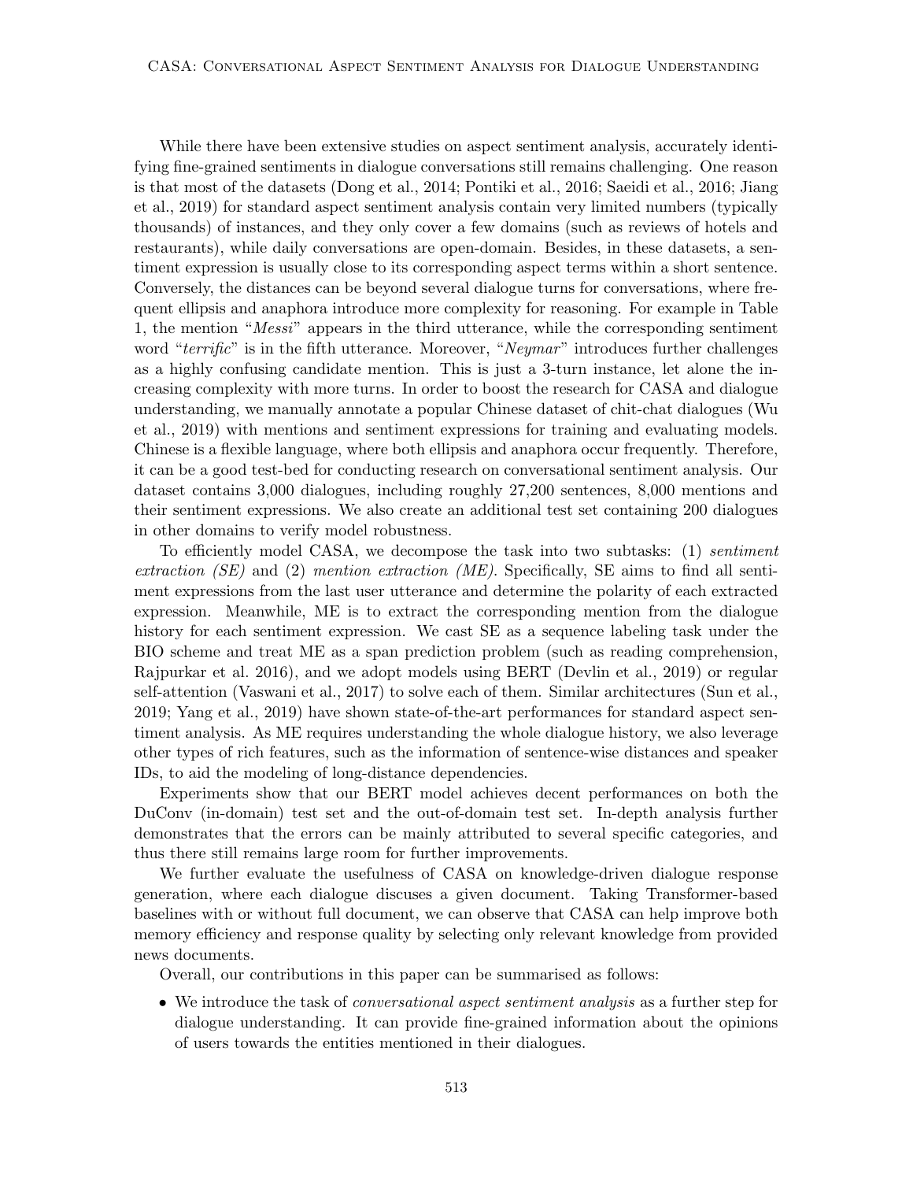While there have been extensive studies on aspect sentiment analysis, accurately identifying fine-grained sentiments in dialogue conversations still remains challenging. One reason is that most of the datasets (Dong et al., 2014; Pontiki et al., 2016; Saeidi et al., 2016; Jiang et al., 2019) for standard aspect sentiment analysis contain very limited numbers (typically thousands) of instances, and they only cover a few domains (such as reviews of hotels and restaurants), while daily conversations are open-domain. Besides, in these datasets, a sentiment expression is usually close to its corresponding aspect terms within a short sentence. Conversely, the distances can be beyond several dialogue turns for conversations, where frequent ellipsis and anaphora introduce more complexity for reasoning. For example in Table 1, the mention "*Messi*" appears in the third utterance, while the corresponding sentiment word "*terrific*" is in the fifth utterance. Moreover, "*Neymar*" introduces further challenges as a highly confusing candidate mention. This is just a 3-turn instance, let alone the increasing complexity with more turns. In order to boost the research for CASA and dialogue understanding, we manually annotate a popular Chinese dataset of chit-chat dialogues (Wu et al., 2019) with mentions and sentiment expressions for training and evaluating models. Chinese is a flexible language, where both ellipsis and anaphora occur frequently. Therefore, it can be a good test-bed for conducting research on conversational sentiment analysis. Our dataset contains 3,000 dialogues, including roughly 27,200 sentences, 8,000 mentions and their sentiment expressions. We also create an additional test set containing 200 dialogues in other domains to verify model robustness.

To efficiently model CASA, we decompose the task into two subtasks: (1) *sentiment extraction (SE)* and (2) *mention extraction (ME)*. Specifically, SE aims to find all sentiment expressions from the last user utterance and determine the polarity of each extracted expression. Meanwhile, ME is to extract the corresponding mention from the dialogue history for each sentiment expression. We cast SE as a sequence labeling task under the BIO scheme and treat ME as a span prediction problem (such as reading comprehension, Rajpurkar et al. 2016), and we adopt models using BERT (Devlin et al., 2019) or regular self-attention (Vaswani et al., 2017) to solve each of them. Similar architectures (Sun et al., 2019; Yang et al., 2019) have shown state-of-the-art performances for standard aspect sentiment analysis. As ME requires understanding the whole dialogue history, we also leverage other types of rich features, such as the information of sentence-wise distances and speaker IDs, to aid the modeling of long-distance dependencies.

Experiments show that our BERT model achieves decent performances on both the DuConv (in-domain) test set and the out-of-domain test set. In-depth analysis further demonstrates that the errors can be mainly attributed to several specific categories, and thus there still remains large room for further improvements.

We further evaluate the usefulness of CASA on knowledge-driven dialogue response generation, where each dialogue discuses a given document. Taking Transformer-based baselines with or without full document, we can observe that CASA can help improve both memory efficiency and response quality by selecting only relevant knowledge from provided news documents.

Overall, our contributions in this paper can be summarised as follows:

- We introduce the task of *conversational aspect sentiment analysis* as a further step for dialogue understanding. It can provide fine-grained information about the opinions of users towards the entities mentioned in their dialogues.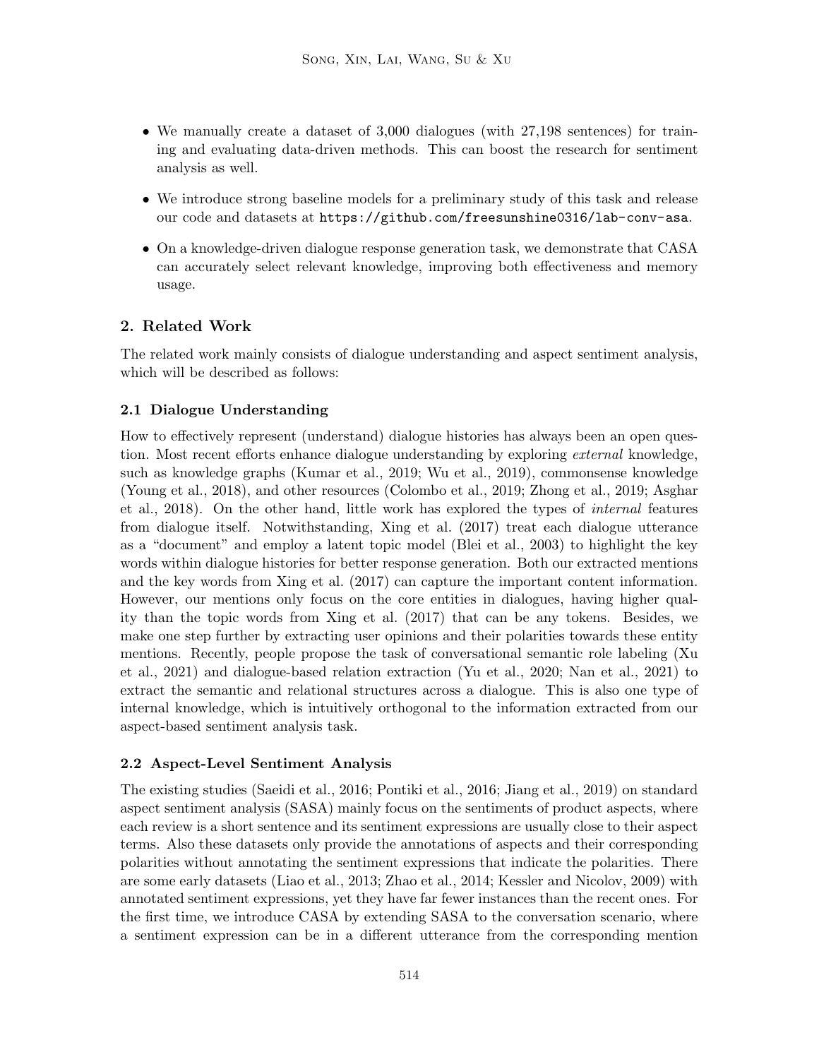- We manually create a dataset of 3,000 dialogues (with 27,198 sentences) for training and evaluating data-driven methods. This can boost the research for sentiment analysis as well.
- We introduce strong baseline models for a preliminary study of this task and release our code and datasets at `https://github.com/freesunshine0316/lab-conv-asa`.
- On a knowledge-driven dialogue response generation task, we demonstrate that CASA can accurately select relevant knowledge, improving both effectiveness and memory usage.

## 2. Related Work

The related work mainly consists of dialogue understanding and aspect sentiment analysis, which will be described as follows:

### 2.1 Dialogue Understanding

How to effectively represent (understand) dialogue histories has always been an open question. Most recent efforts enhance dialogue understanding by exploring *external* knowledge, such as knowledge graphs (Kumar et al., 2019; Wu et al., 2019), commonsense knowledge (Young et al., 2018), and other resources (Colombo et al., 2019; Zhong et al., 2019; Asghar et al., 2018). On the other hand, little work has explored the types of *internal* features from dialogue itself. Notwithstanding, Xing et al. (2017) treat each dialogue utterance as a "document" and employ a latent topic model (Blei et al., 2003) to highlight the key words within dialogue histories for better response generation. Both our extracted mentions and the key words from Xing et al. (2017) can capture the important content information. However, our mentions only focus on the core entities in dialogues, having higher quality than the topic words from Xing et al. (2017) that can be any tokens. Besides, we make one step further by extracting user opinions and their polarities towards these entity mentions. Recently, people propose the task of conversational semantic role labeling (Xu et al., 2021) and dialogue-based relation extraction (Yu et al., 2020; Nan et al., 2021) to extract the semantic and relational structures across a dialogue. This is also one type of internal knowledge, which is intuitively orthogonal to the information extracted from our aspect-based sentiment analysis task.

### 2.2 Aspect-Level Sentiment Analysis

The existing studies (Saeidi et al., 2016; Pontiki et al., 2016; Jiang et al., 2019) on standard aspect sentiment analysis (SASA) mainly focus on the sentiments of product aspects, where each review is a short sentence and its sentiment expressions are usually close to their aspect terms. Also these datasets only provide the annotations of aspects and their corresponding polarities without annotating the sentiment expressions that indicate the polarities. There are some early datasets (Liao et al., 2013; Zhao et al., 2014; Kessler and Nicolov, 2009) with annotated sentiment expressions, yet they have far fewer instances than the recent ones. For the first time, we introduce CASA by extending SASA to the conversation scenario, where a sentiment expression can be in a different utterance from the corresponding mention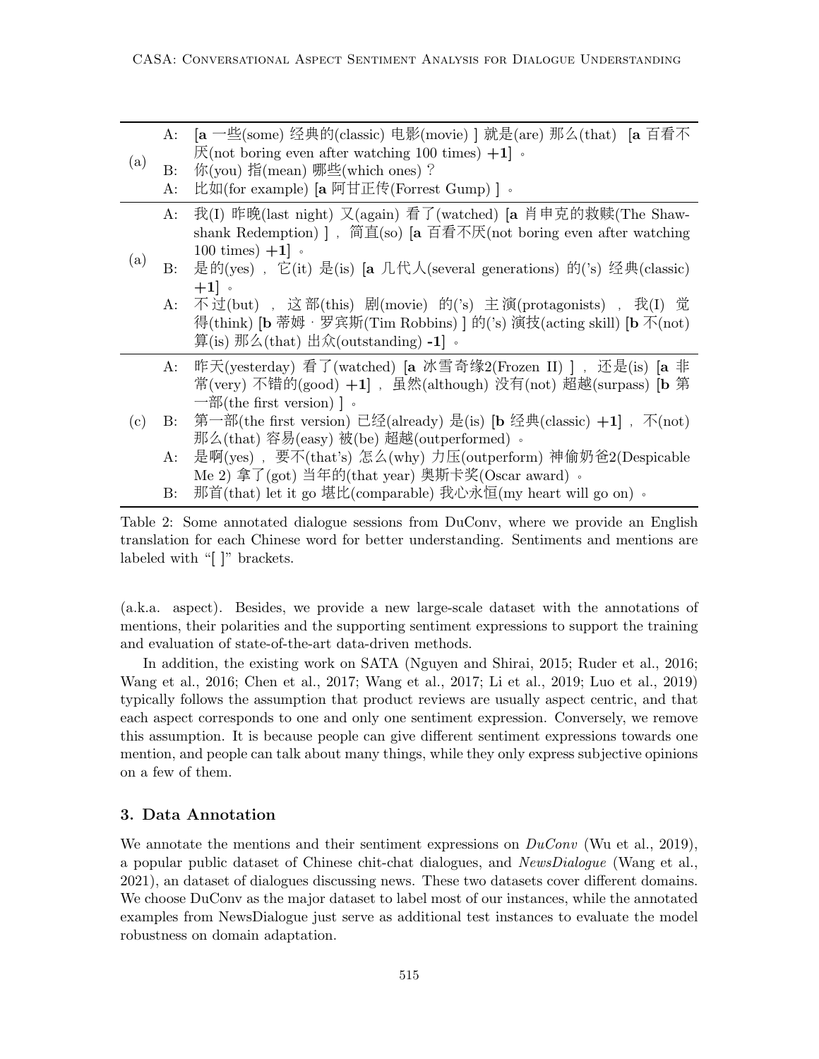| | | |
|---|---|---|
| (a) | A: | [**a** 一些(some) 经典的(classic) 电影(movie) ] 就是(are) 那么(that) [**a** 百看不厌(not boring even after watching 100 times) **+1**] 。 |
| | B: | 你(you) 指(mean) 哪些(which ones)？ |
| | A: | 比如(for example) [**a** 阿甘正传(Forrest Gump) ] 。 |
| (a) | A: | 我(I) 昨晚(last night) 又(again) 看了(watched) [**a** 肖申克的救赎(The Shawshank Redemption) ]，简直(so) [**a** 百看不厌(not boring even after watching 100 times) **+1**] 。 |
| | B: | 是的(yes)，它(it) 是(is) [**a** 几代人(several generations) 的('s) 经典(classic) **+1**] 。 |
| | A: | 不过(but)，这部(this) 剧(movie) 的('s) 主演(protagonists)，我(I) 觉得(think) [**b** 蒂姆 · 罗宾斯(Tim Robbins) ] 的('s) 演技(acting skill) [**b** 不(not) 算(is) 那么(that) 出众(outstanding) **-1**] 。 |
| (c) | A: | 昨天(yesterday) 看了(watched) [**a** 冰雪奇缘2(Frozen II) ]，还是(is) [**a** 非常(very) 不错的(good) **+1**]，虽然(although) 没有(not) 超越(surpass) [**b** 第一部(the first version) ] 。 |
| | B: | 第一部(the first version) 已经(already) 是(is) [**b** 经典(classic) **+1**]，不(not) 那么(that) 容易(easy) 被(be) 超越(outperformed) 。 |
| | A: | 是啊(yes)，要不(that's) 怎么(why) 力压(outperform) 神偷奶爸2(Despicable Me 2) 拿了(got) 当年的(that year) 奥斯卡奖(Oscar award) 。 |
| | B: | 那首(that) let it go 堪比(comparable) 我心永恒(my heart will go on) 。 |

Table 2: Some annotated dialogue sessions from DuConv, where we provide an English translation for each Chinese word for better understanding. Sentiments and mentions are labeled with "[ ]" brackets.

(a.k.a. aspect). Besides, we provide a new large-scale dataset with the annotations of mentions, their polarities and the supporting sentiment expressions to support the training and evaluation of state-of-the-art data-driven methods.

In addition, the existing work on SATA (Nguyen and Shirai, 2015; Ruder et al., 2016; Wang et al., 2016; Chen et al., 2017; Wang et al., 2017; Li et al., 2019; Luo et al., 2019) typically follows the assumption that product reviews are usually aspect centric, and that each aspect corresponds to one and only one sentiment expression. Conversely, we remove this assumption. It is because people can give different sentiment expressions towards one mention, and people can talk about many things, while they only express subjective opinions on a few of them.

## 3. Data Annotation

We annotate the mentions and their sentiment expressions on *DuConv* (Wu et al., 2019), a popular public dataset of Chinese chit-chat dialogues, and *NewsDialogue* (Wang et al., 2021), an dataset of dialogues discussing news. These two datasets cover different domains. We choose DuConv as the major dataset to label most of our instances, while the annotated examples from NewsDialogue just serve as additional test instances to evaluate the model robustness on domain adaptation.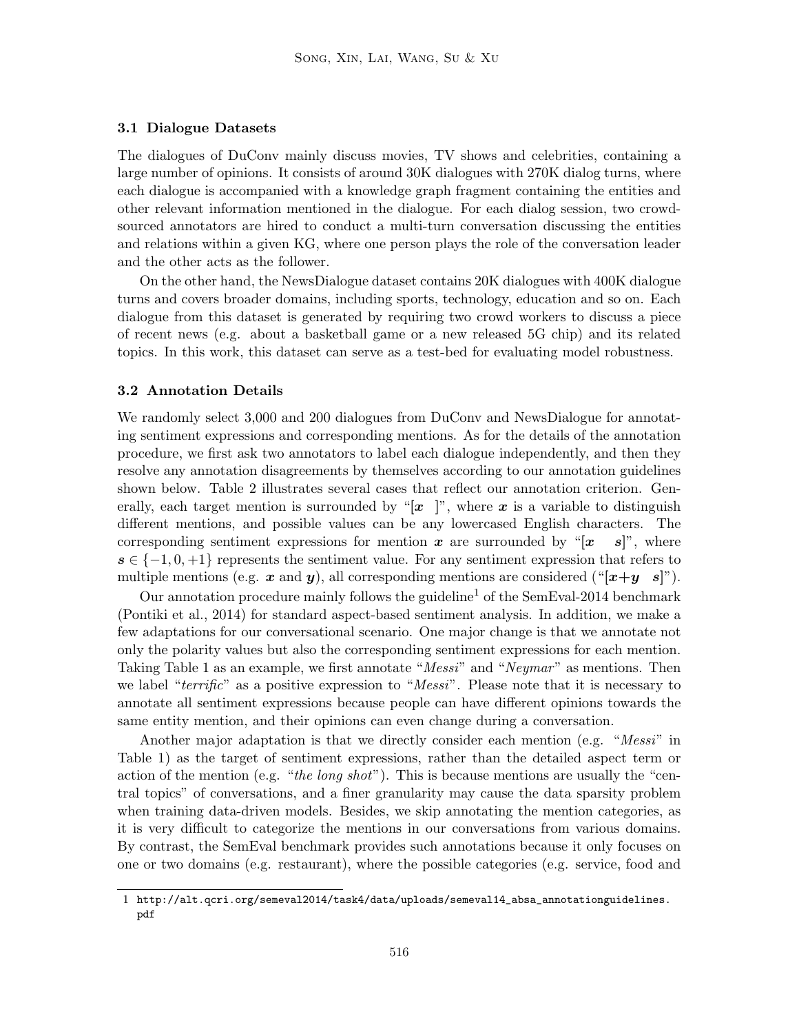### 3.1 Dialogue Datasets

The dialogues of DuConv mainly discuss movies, TV shows and celebrities, containing a large number of opinions. It consists of around 30K dialogues with 270K dialog turns, where each dialogue is accompanied with a knowledge graph fragment containing the entities and other relevant information mentioned in the dialogue. For each dialog session, two crowd-sourced annotators are hired to conduct a multi-turn conversation discussing the entities and relations within a given KG, where one person plays the role of the conversation leader and the other acts as the follower.

On the other hand, the NewsDialogue dataset contains 20K dialogues with 400K dialogue turns and covers broader domains, including sports, technology, education and so on. Each dialogue from this dataset is generated by requiring two crowd workers to discuss a piece of recent news (e.g. about a basketball game or a new released 5G chip) and its related topics. In this work, this dataset can serve as a test-bed for evaluating model robustness.

### 3.2 Annotation Details

We randomly select 3,000 and 200 dialogues from DuConv and NewsDialogue for annotating sentiment expressions and corresponding mentions. As for the details of the annotation procedure, we first ask two annotators to label each dialogue independently, and then they resolve any annotation disagreements by themselves according to our annotation guidelines shown below. Table 2 illustrates several cases that reflect our annotation criterion. Generally, each target mention is surrounded by "[$\boldsymbol{x}$ ]", where $\boldsymbol{x}$ is a variable to distinguish different mentions, and possible values can be any lowercased English characters. The corresponding sentiment expressions for mention $\boldsymbol{x}$ are surrounded by "[$\boldsymbol{x}$ $\boldsymbol{s}$]", where $\boldsymbol{s} \in \{-1, 0, +1\}$ represents the sentiment value. For any sentiment expression that refers to multiple mentions (e.g. $\boldsymbol{x}$ and $\boldsymbol{y}$), all corresponding mentions are considered ("[$\boldsymbol{x}$+$\boldsymbol{y}$ $\boldsymbol{s}$]").

Our annotation procedure mainly follows the guideline[1] of the SemEval-2014 benchmark (Pontiki et al., 2014) for standard aspect-based sentiment analysis. In addition, we make a few adaptations for our conversational scenario. One major change is that we annotate not only the polarity values but also the corresponding sentiment expressions for each mention. Taking Table 1 as an example, we first annotate "*Messi*" and "*Neymar*" as mentions. Then we label "*terrific*" as a positive expression to "*Messi*". Please note that it is necessary to annotate all sentiment expressions because people can have different opinions towards the same entity mention, and their opinions can even change during a conversation.

Another major adaptation is that we directly consider each mention (e.g. "*Messi*" in Table 1) as the target of sentiment expressions, rather than the detailed aspect term or action of the mention (e.g. "*the long shot*"). This is because mentions are usually the "central topics" of conversations, and a finer granularity may cause the data sparsity problem when training data-driven models. Besides, we skip annotating the mention categories, as it is very difficult to categorize the mentions in our conversations from various domains. By contrast, the SemEval benchmark provides such annotations because it only focuses on one or two domains (e.g. restaurant), where the possible categories (e.g. service, food and

[1] http://alt.qcri.org/semeval2014/task4/data/uploads/semeval14_absa_annotationguidelines.pdf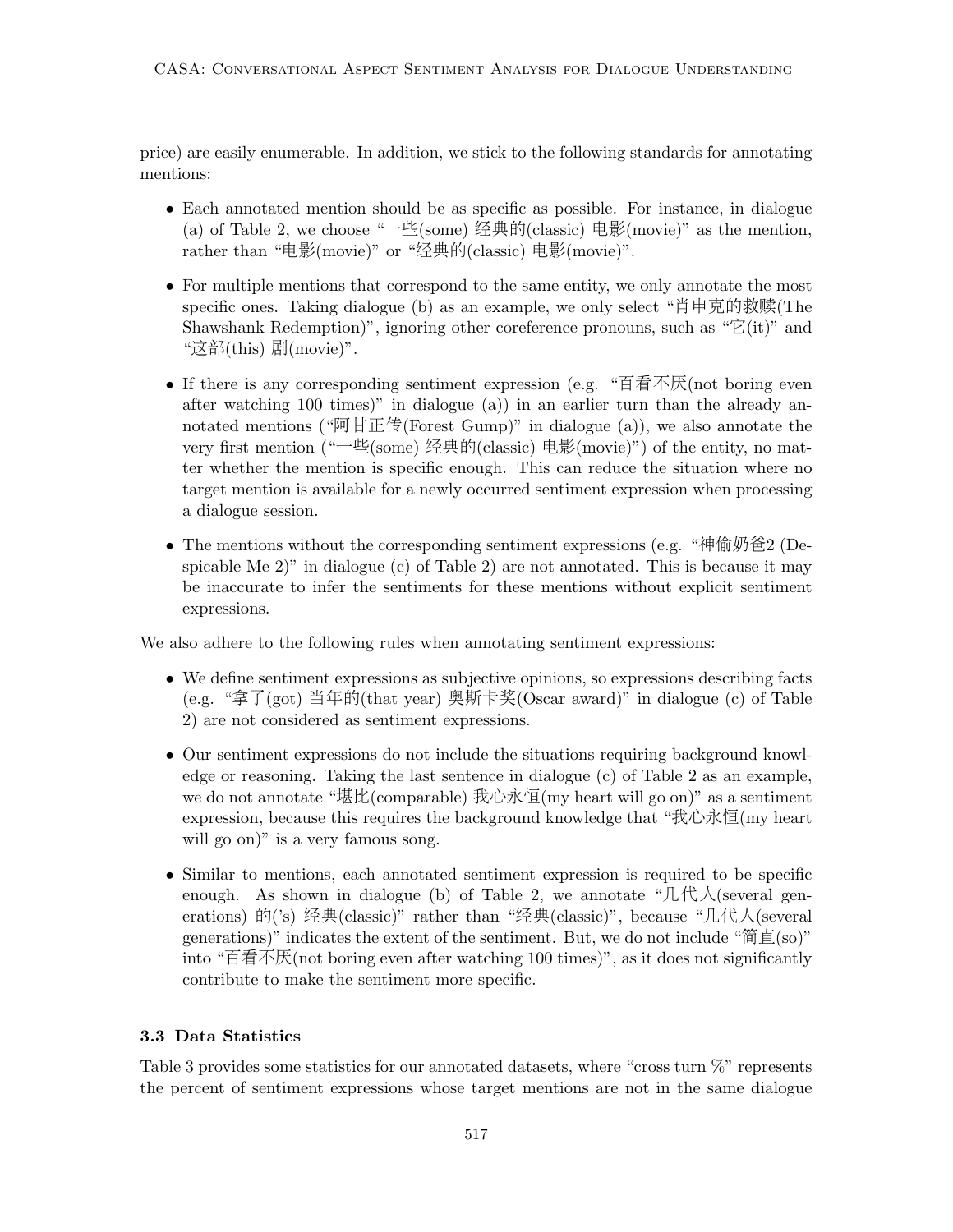price) are easily enumerable. In addition, we stick to the following standards for annotating mentions:

- Each annotated mention should be as specific as possible. For instance, in dialogue (a) of Table 2, we choose "一些(some) 经典的(classic) 电影(movie)" as the mention, rather than "电影(movie)" or "经典的(classic) 电影(movie)".
- For multiple mentions that correspond to the same entity, we only annotate the most specific ones. Taking dialogue (b) as an example, we only select "肖申克的救赎(The Shawshank Redemption)", ignoring other coreference pronouns, such as "它(it)" and "这部(this) 剧(movie)".
- If there is any corresponding sentiment expression (e.g. "百看不厌(not boring even after watching 100 times)" in dialogue (a)) in an earlier turn than the already annotated mentions ("阿甘正传(Forest Gump)" in dialogue (a)), we also annotate the very first mention ("一些(some) 经典的(classic) 电影(movie)") of the entity, no matter whether the mention is specific enough. This can reduce the situation where no target mention is available for a newly occurred sentiment expression when processing a dialogue session.
- The mentions without the corresponding sentiment expressions (e.g. "神偷奶爸2 (Despicable Me 2)" in dialogue (c) of Table 2) are not annotated. This is because it may be inaccurate to infer the sentiments for these mentions without explicit sentiment expressions.

We also adhere to the following rules when annotating sentiment expressions:

- We define sentiment expressions as subjective opinions, so expressions describing facts (e.g. "拿了(got) 当年的(that year) 奥斯卡奖(Oscar award)" in dialogue (c) of Table 2) are not considered as sentiment expressions.
- Our sentiment expressions do not include the situations requiring background knowledge or reasoning. Taking the last sentence in dialogue (c) of Table 2 as an example, we do not annotate "堪比(comparable) 我心永恒(my heart will go on)" as a sentiment expression, because this requires the background knowledge that "我心永恒(my heart will go on)" is a very famous song.
- Similar to mentions, each annotated sentiment expression is required to be specific enough. As shown in dialogue (b) of Table 2, we annotate "几代人(several generations) 的('s) 经典(classic)" rather than "经典(classic)", because "几代人(several generations)" indicates the extent of the sentiment. But, we do not include "简直(so)" into "百看不厌(not boring even after watching 100 times)", as it does not significantly contribute to make the sentiment more specific.

### 3.3 Data Statistics

Table 3 provides some statistics for our annotated datasets, where "cross turn %" represents the percent of sentiment expressions whose target mentions are not in the same dialogue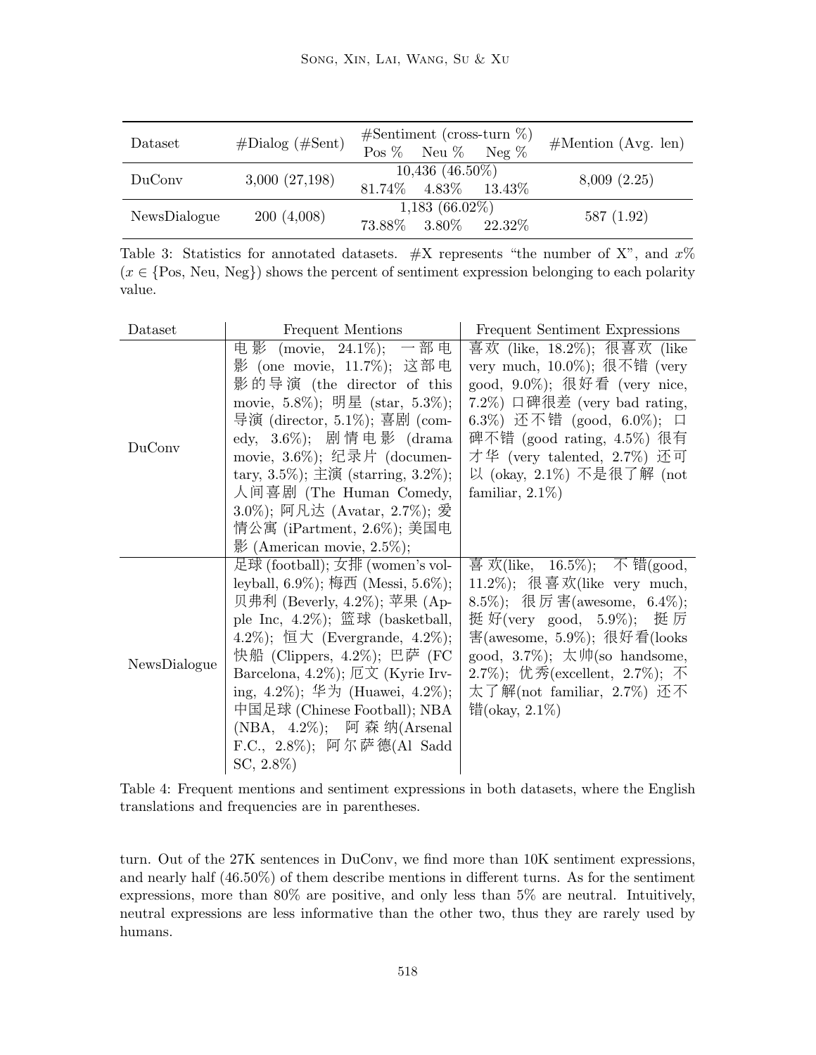| Dataset | #Dialog (#Sent) | #Sentiment (cross-turn %) | | | #Mention (Avg. len) |
|---|---|---|---|---|---|
| | | Pos % | Neu % | Neg % | |
| DuConv | 3,000 (27,198) | 10,436 (46.50%) | | | 8,009 (2.25) |
| | | 81.74% | 4.83% | 13.43% | |
| NewsDialogue | 200 (4,008) | 1,183 (66.02%) | | | 587 (1.92) |
| | | 73.88% | 3.80% | 22.32% | |

Table 3: Statistics for annotated datasets. #X represents "the number of X", and $x$% ($x \in$ {Pos, Neu, Neg}) shows the percent of sentiment expression belonging to each polarity value.

| Dataset | Frequent Mentions | Frequent Sentiment Expressions |
|---|---|---|
| DuConv | 电影 (movie, 24.1%); 一部电影 (one movie, 11.7%); 这部电影的导演 (the director of this movie, 5.8%); 明星 (star, 5.3%); 导演 (director, 5.1%); 喜剧 (comedy, 3.6%); 剧情电影 (drama movie, 3.6%); 纪录片 (documentary, 3.5%); 主演 (starring, 3.2%); 人间喜剧 (The Human Comedy, 3.0%); 阿凡达 (Avatar, 2.7%); 爱情公寓 (iPartment, 2.6%); 美国电影 (American movie, 2.5%); | 喜欢 (like, 18.2%); 很喜欢 (like very much, 10.0%); 很不错 (very good, 9.0%); 很好看 (very nice, 7.2%) 口碑很差 (very bad rating, 6.3%) 还不错 (good, 6.0%); 口碑不错 (good rating, 4.5%) 很有才华 (very talented, 2.7%) 还可以 (okay, 2.1%) 不是很了解 (not familiar, 2.1%) |
| NewsDialogue | 足球 (football); 女排 (women's volleyball, 6.9%); 梅西 (Messi, 5.6%); 贝弗利 (Beverly, 4.2%); 苹果 (Apple Inc, 4.2%); 篮球 (basketball, 4.2%); 恒大 (Evergrande, 4.2%); 快船 (Clippers, 4.2%); 巴萨 (FC Barcelona, 4.2%); 厄文 (Kyrie Irving, 4.2%); 华为 (Huawei, 4.2%); 中国足球 (Chinese Football); NBA (NBA, 4.2%); 阿森纳(Arsenal F.C., 2.8%); 阿尔萨德(Al Sadd SC, 2.8%) | 喜欢(like, 16.5%); 不错(good, 11.2%); 很喜欢(like very much, 8.5%); 很厉害(awesome, 6.4%); 挺好(very good, 5.9%); 挺厉害(awesome, 5.9%); 很好看(looks good, 3.7%); 太帅(so handsome, 2.7%); 优秀(excellent, 2.7%); 不太了解(not familiar, 2.7%) 还不错(okay, 2.1%) |

Table 4: Frequent mentions and sentiment expressions in both datasets, where the English translations and frequencies are in parentheses.

turn. Out of the 27K sentences in DuConv, we find more than 10K sentiment expressions, and nearly half (46.50%) of them describe mentions in different turns. As for the sentiment expressions, more than 80% are positive, and only less than 5% are neutral. Intuitively, neutral expressions are less informative than the other two, thus they are rarely used by humans.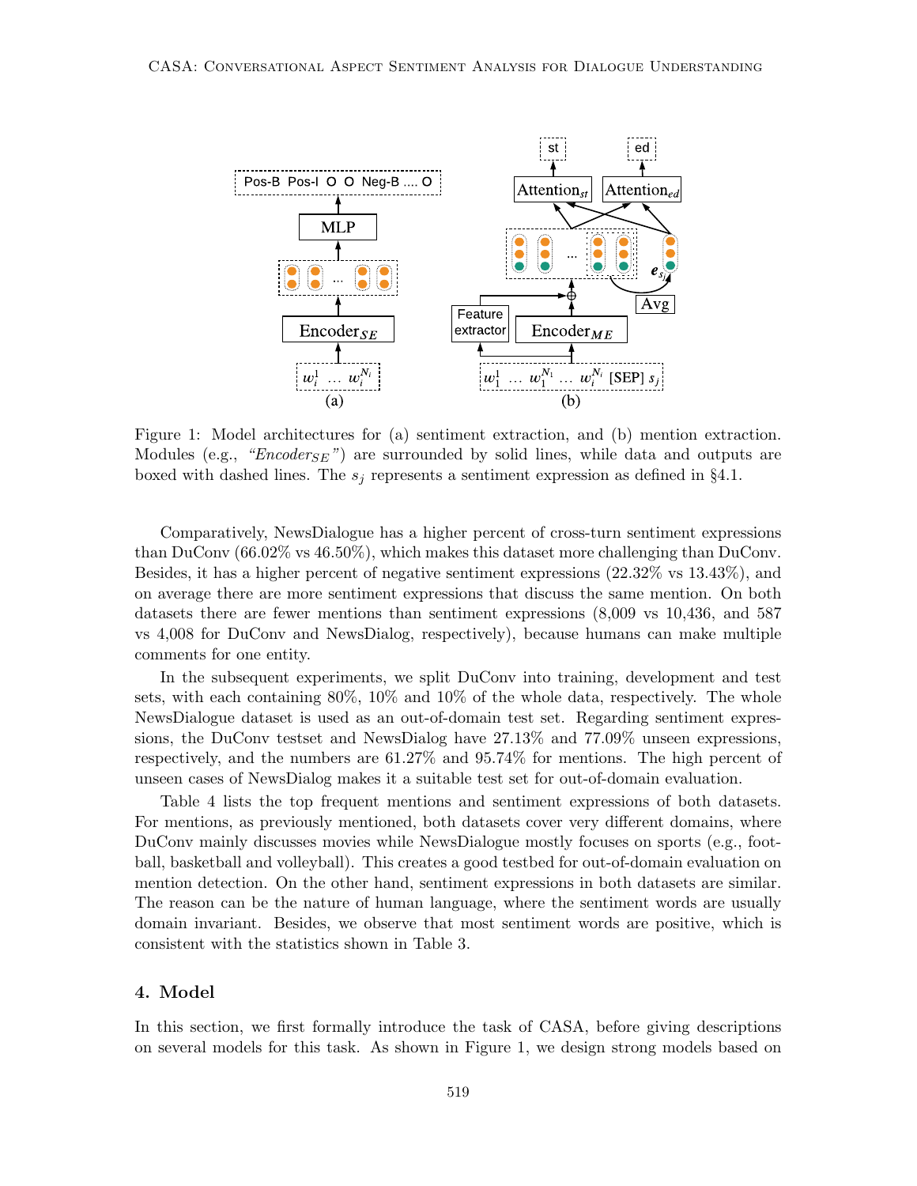Figure 1: Model architectures for (a) sentiment extraction, and (b) mention extraction. Modules (e.g., *"Encoder$_{SE}$"*) are surrounded by solid lines, while data and outputs are boxed with dashed lines. The $s_j$ represents a sentiment expression as defined in §4.1.

Comparatively, NewsDialogue has a higher percent of cross-turn sentiment expressions than DuConv (66.02% vs 46.50%), which makes this dataset more challenging than DuConv. Besides, it has a higher percent of negative sentiment expressions (22.32% vs 13.43%), and on average there are more sentiment expressions that discuss the same mention. On both datasets there are fewer mentions than sentiment expressions (8,009 vs 10,436, and 587 vs 4,008 for DuConv and NewsDialog, respectively), because humans can make multiple comments for one entity.

In the subsequent experiments, we split DuConv into training, development and test sets, with each containing 80%, 10% and 10% of the whole data, respectively. The whole NewsDialogue dataset is used as an out-of-domain test set. Regarding sentiment expressions, the DuConv testset and NewsDialog have 27.13% and 77.09% unseen expressions, respectively, and the numbers are 61.27% and 95.74% for mentions. The high percent of unseen cases of NewsDialog makes it a suitable test set for out-of-domain evaluation.

Table 4 lists the top frequent mentions and sentiment expressions of both datasets. For mentions, as previously mentioned, both datasets cover very different domains, where DuConv mainly discusses movies while NewsDialogue mostly focuses on sports (e.g., football, basketball and volleyball). This creates a good testbed for out-of-domain evaluation on mention detection. On the other hand, sentiment expressions in both datasets are similar. The reason can be the nature of human language, where the sentiment words are usually domain invariant. Besides, we observe that most sentiment words are positive, which is consistent with the statistics shown in Table 3.

## 4. Model

In this section, we first formally introduce the task of CASA, before giving descriptions on several models for this task. As shown in Figure 1, we design strong models based on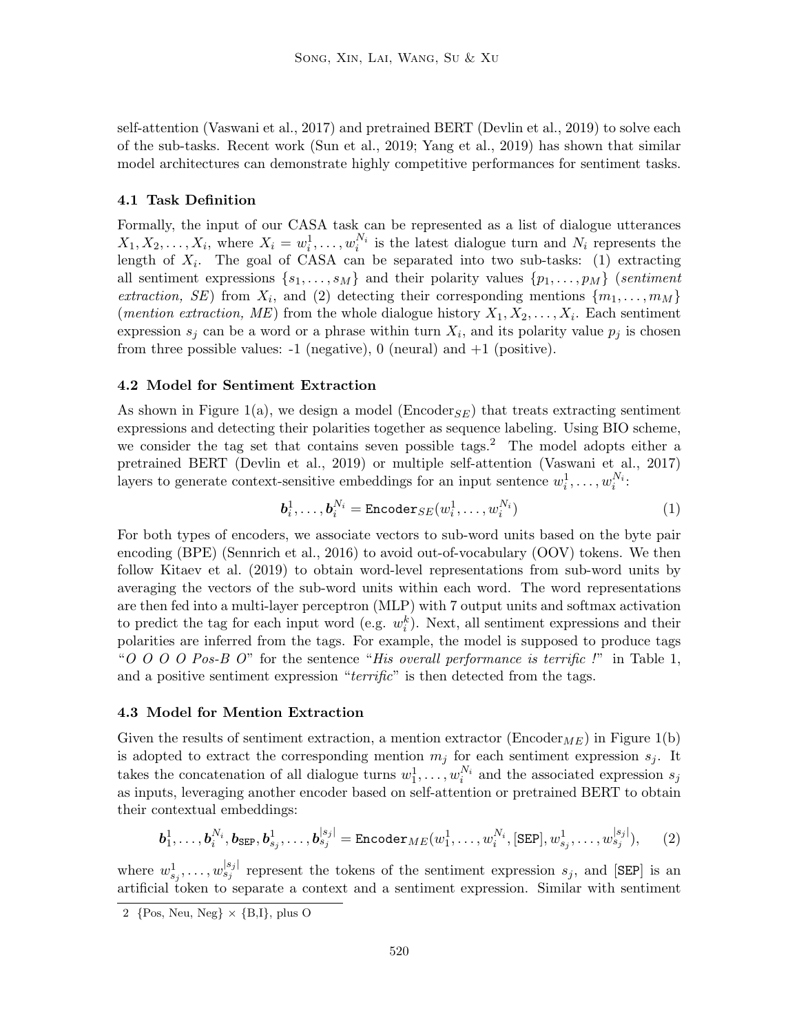self-attention (Vaswani et al., 2017) and pretrained BERT (Devlin et al., 2019) to solve each of the sub-tasks. Recent work (Sun et al., 2019; Yang et al., 2019) has shown that similar model architectures can demonstrate highly competitive performances for sentiment tasks.

### 4.1 Task Definition

Formally, the input of our CASA task can be represented as a list of dialogue utterances $X_1, X_2, \ldots, X_i$, where $X_i = w_i^1, \ldots, w_i^{N_i}$ is the latest dialogue turn and $N_i$ represents the length of $X_i$. The goal of CASA can be separated into two sub-tasks: (1) extracting all sentiment expressions $\{s_1, \ldots, s_M\}$ and their polarity values $\{p_1, \ldots, p_M\}$ (*sentiment extraction, SE*) from $X_i$, and (2) detecting their corresponding mentions $\{m_1, \ldots, m_M\}$ (*mention extraction, ME*) from the whole dialogue history $X_1, X_2, \ldots, X_i$. Each sentiment expression $s_j$ can be a word or a phrase within turn $X_i$, and its polarity value $p_j$ is chosen from three possible values: -1 (negative), 0 (neural) and +1 (positive).

### 4.2 Model for Sentiment Extraction

As shown in Figure 1(a), we design a model ($\text{Encoder}_{SE}$) that treats extracting sentiment expressions and detecting their polarities together as sequence labeling. Using BIO scheme, we consider the tag set that contains seven possible tags.[2] The model adopts either a pretrained BERT (Devlin et al., 2019) or multiple self-attention (Vaswani et al., 2017) layers to generate context-sensitive embeddings for an input sentence $w_i^1, \ldots, w_i^{N_i}$:

$$\boldsymbol{b}_i^1, \ldots, \boldsymbol{b}_i^{N_i} = \texttt{Encoder}_{SE}(w_i^1, \ldots, w_i^{N_i}) \tag{1}$$

For both types of encoders, we associate vectors to sub-word units based on the byte pair encoding (BPE) (Sennrich et al., 2016) to avoid out-of-vocabulary (OOV) tokens. We then follow Kitaev et al. (2019) to obtain word-level representations from sub-word units by averaging the vectors of the sub-word units within each word. The word representations are then fed into a multi-layer perceptron (MLP) with 7 output units and softmax activation to predict the tag for each input word (e.g. $w_i^k$). Next, all sentiment expressions and their polarities are inferred from the tags. For example, the model is supposed to produce tags "*O O O O Pos-B O*" for the sentence "*His overall performance is terrific !*" in Table 1, and a positive sentiment expression "*terrific*" is then detected from the tags.

### 4.3 Model for Mention Extraction

Given the results of sentiment extraction, a mention extractor ($\text{Encoder}_{ME}$) in Figure 1(b) is adopted to extract the corresponding mention $m_j$ for each sentiment expression $s_j$. It takes the concatenation of all dialogue turns $w_1^1, \ldots, w_i^{N_i}$ and the associated expression $s_j$ as inputs, leveraging another encoder based on self-attention or pretrained BERT to obtain their contextual embeddings:

$$\boldsymbol{b}_1^1, \ldots, \boldsymbol{b}_i^{N_i}, \boldsymbol{b}_{\texttt{SEP}}, \boldsymbol{b}_{s_j}^1, \ldots, \boldsymbol{b}_{s_j}^{|s_j|} = \texttt{Encoder}_{ME}(w_1^1, \ldots, w_i^{N_i}, [\texttt{SEP}], w_{s_j}^1, \ldots, w_{s_j}^{|s_j|}), \tag{2}$$

where $w_{s_j}^1, \ldots, w_{s_j}^{|s_j|}$ represent the tokens of the sentiment expression $s_j$, and [SEP] is an artificial token to separate a context and a sentiment expression. Similar with sentiment

2 {Pos, Neu, Neg} × {B,I}, plus O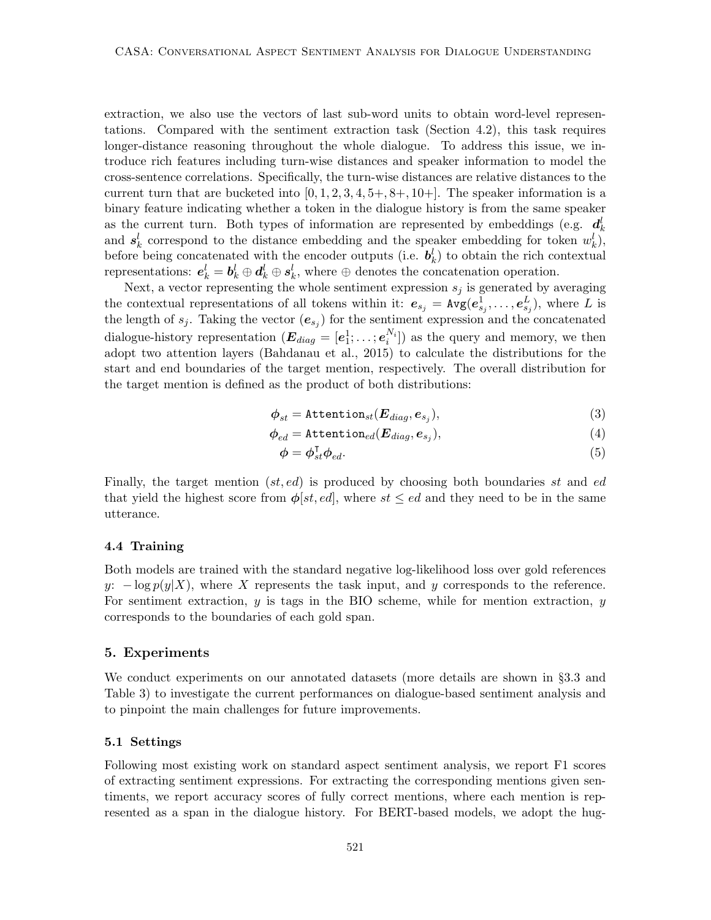extraction, we also use the vectors of last sub-word units to obtain word-level representations. Compared with the sentiment extraction task (Section 4.2), this task requires longer-distance reasoning throughout the whole dialogue. To address this issue, we introduce rich features including turn-wise distances and speaker information to model the cross-sentence correlations. Specifically, the turn-wise distances are relative distances to the current turn that are bucketed into $[0, 1, 2, 3, 4, 5+, 8+, 10+]$. The speaker information is a binary feature indicating whether a token in the dialogue history is from the same speaker as the current turn. Both types of information are represented by embeddings (e.g. $\boldsymbol{d}_k^l$ and $\boldsymbol{s}_k^l$ correspond to the distance embedding and the speaker embedding for token $w_k^l$), before being concatenated with the encoder outputs (i.e. $\boldsymbol{b}_k^l$) to obtain the rich contextual representations: $\boldsymbol{e}_k^l = \boldsymbol{b}_k^l \oplus \boldsymbol{d}_k^l \oplus \boldsymbol{s}_k^l$, where $\oplus$ denotes the concatenation operation.

Next, a vector representing the whole sentiment expression $s_j$ is generated by averaging the contextual representations of all tokens within it: $\boldsymbol{e}_{s_j} = \texttt{Avg}(\boldsymbol{e}_{s_j}^1, \ldots, \boldsymbol{e}_{s_j}^L)$, where $L$ is the length of $s_j$. Taking the vector ($\boldsymbol{e}_{s_j}$) for the sentiment expression and the concatenated dialogue-history representation ($\boldsymbol{E}_{diag} = [\boldsymbol{e}_1^1; \ldots; \boldsymbol{e}_i^{N_i}]$) as the query and memory, we then adopt two attention layers (Bahdanau et al., 2015) to calculate the distributions for the start and end boundaries of the target mention, respectively. The overall distribution for the target mention is defined as the product of both distributions:

$$\boldsymbol{\phi}_{st} = \texttt{Attention}_{st}(\boldsymbol{E}_{diag}, \boldsymbol{e}_{s_j}), \tag{3}$$

$$\boldsymbol{\phi}_{ed} = \texttt{Attention}_{ed}(\boldsymbol{E}_{diag}, \boldsymbol{e}_{s_j}), \tag{4}$$

$$\boldsymbol{\phi} = \boldsymbol{\phi}_{st}^{\intercal} \boldsymbol{\phi}_{ed}. \tag{5}$$

Finally, the target mention $(st, ed)$ is produced by choosing both boundaries $st$ and $ed$ that yield the highest score from $\boldsymbol{\phi}[st, ed]$, where $st \leq ed$ and they need to be in the same utterance.

### 4.4 Training

Both models are trained with the standard negative log-likelihood loss over gold references $y$: $-\log p(y|X)$, where $X$ represents the task input, and $y$ corresponds to the reference. For sentiment extraction, $y$ is tags in the BIO scheme, while for mention extraction, $y$ corresponds to the boundaries of each gold span.

## 5. Experiments

We conduct experiments on our annotated datasets (more details are shown in §3.3 and Table 3) to investigate the current performances on dialogue-based sentiment analysis and to pinpoint the main challenges for future improvements.

### 5.1 Settings

Following most existing work on standard aspect sentiment analysis, we report F1 scores of extracting sentiment expressions. For extracting the corresponding mentions given sentiments, we report accuracy scores of fully correct mentions, where each mention is represented as a span in the dialogue history. For BERT-based models, we adopt the hug-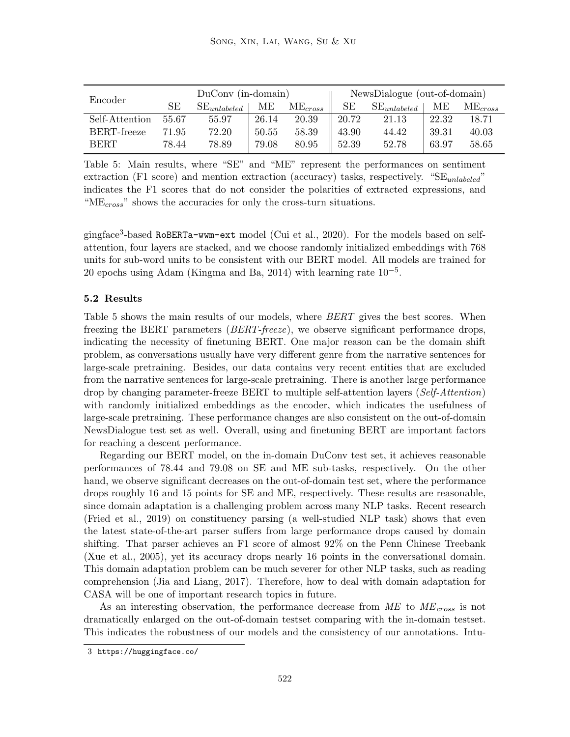| Encoder | DuConv (in-domain) | | | | NewsDialogue (out-of-domain) | | | |
|---|---|---|---|---|---|---|---|---|
| | SE | $SE_{unlabeled}$ | ME | $ME_{cross}$ | SE | $SE_{unlabeled}$ | ME | $ME_{cross}$ |
| Self-Attention | 55.67 | 55.97 | 26.14 | 20.39 | 20.72 | 21.13 | 22.32 | 18.71 |
| BERT-freeze | 71.95 | 72.20 | 50.55 | 58.39 | 43.90 | 44.42 | 39.31 | 40.03 |
| BERT | 78.44 | 78.89 | 79.08 | 80.95 | 52.39 | 52.78 | 63.97 | 58.65 |

Table 5: Main results, where "SE" and "ME" represent the performances on sentiment extraction (F1 score) and mention extraction (accuracy) tasks, respectively. "$SE_{unlabeled}$" indicates the F1 scores that do not consider the polarities of extracted expressions, and "$ME_{cross}$" shows the accuracies for only the cross-turn situations.

gingface[3]-based `RoBERTa-wwm-ext` model (Cui et al., 2020). For the models based on self-attention, four layers are stacked, and we choose randomly initialized embeddings with 768 units for sub-word units to be consistent with our BERT model. All models are trained for 20 epochs using Adam (Kingma and Ba, 2014) with learning rate $10^{-5}$.

### 5.2 Results

Table 5 shows the main results of our models, where *BERT* gives the best scores. When freezing the BERT parameters (*BERT-freeze*), we observe significant performance drops, indicating the necessity of finetuning BERT. One major reason can be the domain shift problem, as conversations usually have very different genre from the narrative sentences for large-scale pretraining. Besides, our data contains very recent entities that are excluded from the narrative sentences for large-scale pretraining. There is another large performance drop by changing parameter-freeze BERT to multiple self-attention layers (*Self-Attention*) with randomly initialized embeddings as the encoder, which indicates the usefulness of large-scale pretraining. These performance changes are also consistent on the out-of-domain NewsDialogue test set as well. Overall, using and finetuning BERT are important factors for reaching a descent performance.

Regarding our BERT model, on the in-domain DuConv test set, it achieves reasonable performances of 78.44 and 79.08 on SE and ME sub-tasks, respectively. On the other hand, we observe significant decreases on the out-of-domain test set, where the performance drops roughly 16 and 15 points for SE and ME, respectively. These results are reasonable, since domain adaptation is a challenging problem across many NLP tasks. Recent research (Fried et al., 2019) on constituency parsing (a well-studied NLP task) shows that even the latest state-of-the-art parser suffers from large performance drops caused by domain shifting. That parser achieves an F1 score of almost 92% on the Penn Chinese Treebank (Xue et al., 2005), yet its accuracy drops nearly 16 points in the conversational domain. This domain adaptation problem can be much severer for other NLP tasks, such as reading comprehension (Jia and Liang, 2017). Therefore, how to deal with domain adaptation for CASA will be one of important research topics in future.

As an interesting observation, the performance decrease from *ME* to $ME_{cross}$ is not dramatically enlarged on the out-of-domain testset comparing with the in-domain testset. This indicates the robustness of our models and the consistency of our annotations. Intu-

[3] https://huggingface.co/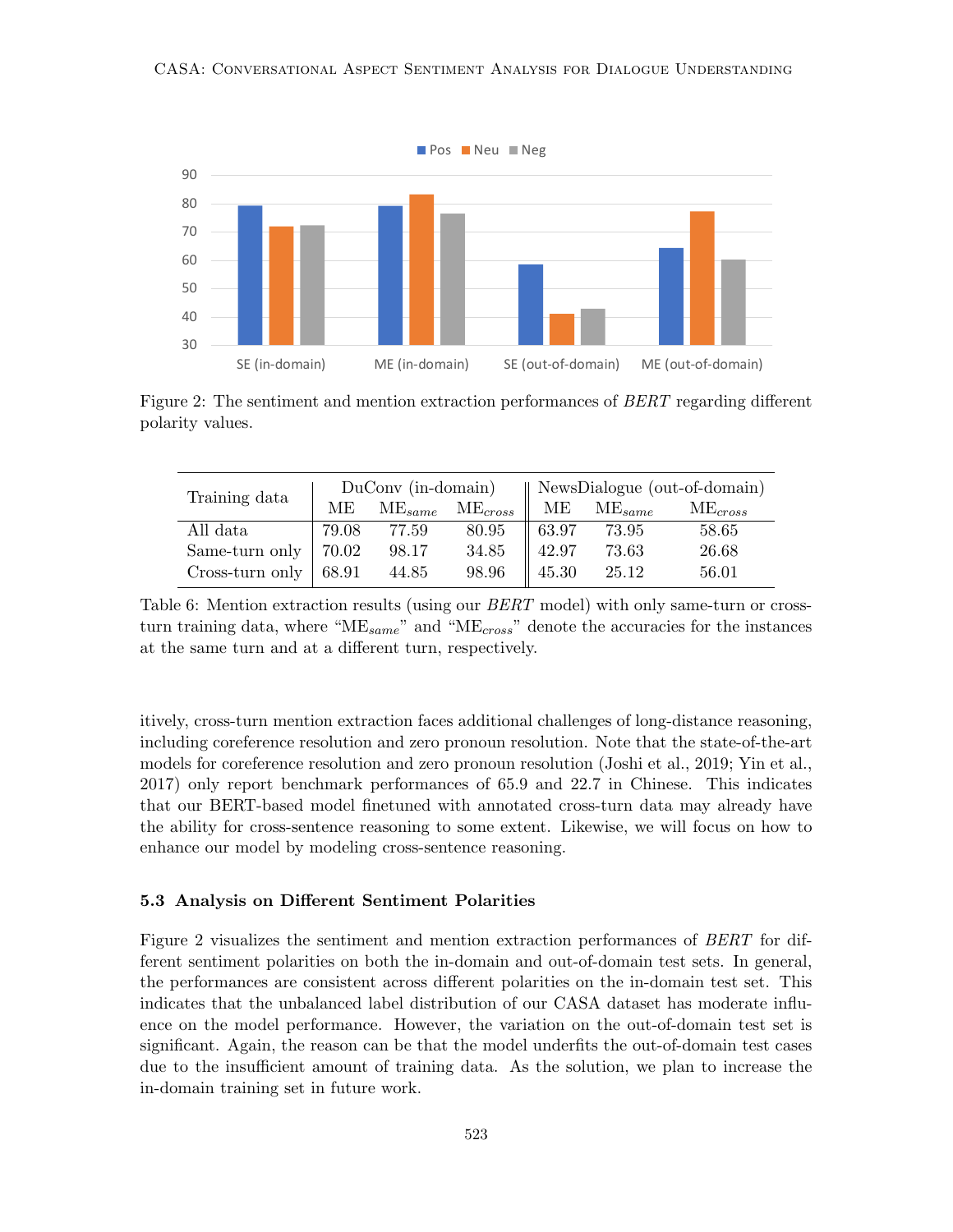Figure 2: The sentiment and mention extraction performances of *BERT* regarding different polarity values.

| Training data | DuConv (in-domain) | | | NewsDialogue (out-of-domain) | | |
|---|---|---|---|---|---|---|
| | ME | $\text{ME}_{same}$ | $\text{ME}_{cross}$ | ME | $\text{ME}_{same}$ | $\text{ME}_{cross}$ |
| All data | 79.08 | 77.59 | 80.95 | 63.97 | 73.95 | 58.65 |
| Same-turn only | 70.02 | 98.17 | 34.85 | 42.97 | 73.63 | 26.68 |
| Cross-turn only | 68.91 | 44.85 | 98.96 | 45.30 | 25.12 | 56.01 |

Table 6: Mention extraction results (using our *BERT* model) with only same-turn or cross-turn training data, where "$\text{ME}_{same}$" and "$\text{ME}_{cross}$" denote the accuracies for the instances at the same turn and at a different turn, respectively.

itively, cross-turn mention extraction faces additional challenges of long-distance reasoning, including coreference resolution and zero pronoun resolution. Note that the state-of-the-art models for coreference resolution and zero pronoun resolution (Joshi et al., 2019; Yin et al., 2017) only report benchmark performances of 65.9 and 22.7 in Chinese. This indicates that our BERT-based model finetuned with annotated cross-turn data may already have the ability for cross-sentence reasoning to some extent. Likewise, we will focus on how to enhance our model by modeling cross-sentence reasoning.

### 5.3 Analysis on Different Sentiment Polarities

Figure 2 visualizes the sentiment and mention extraction performances of *BERT* for different sentiment polarities on both the in-domain and out-of-domain test sets. In general, the performances are consistent across different polarities on the in-domain test set. This indicates that the unbalanced label distribution of our CASA dataset has moderate influence on the model performance. However, the variation on the out-of-domain test set is significant. Again, the reason can be that the model underfits the out-of-domain test cases due to the insufficient amount of training data. As the solution, we plan to increase the in-domain training set in future work.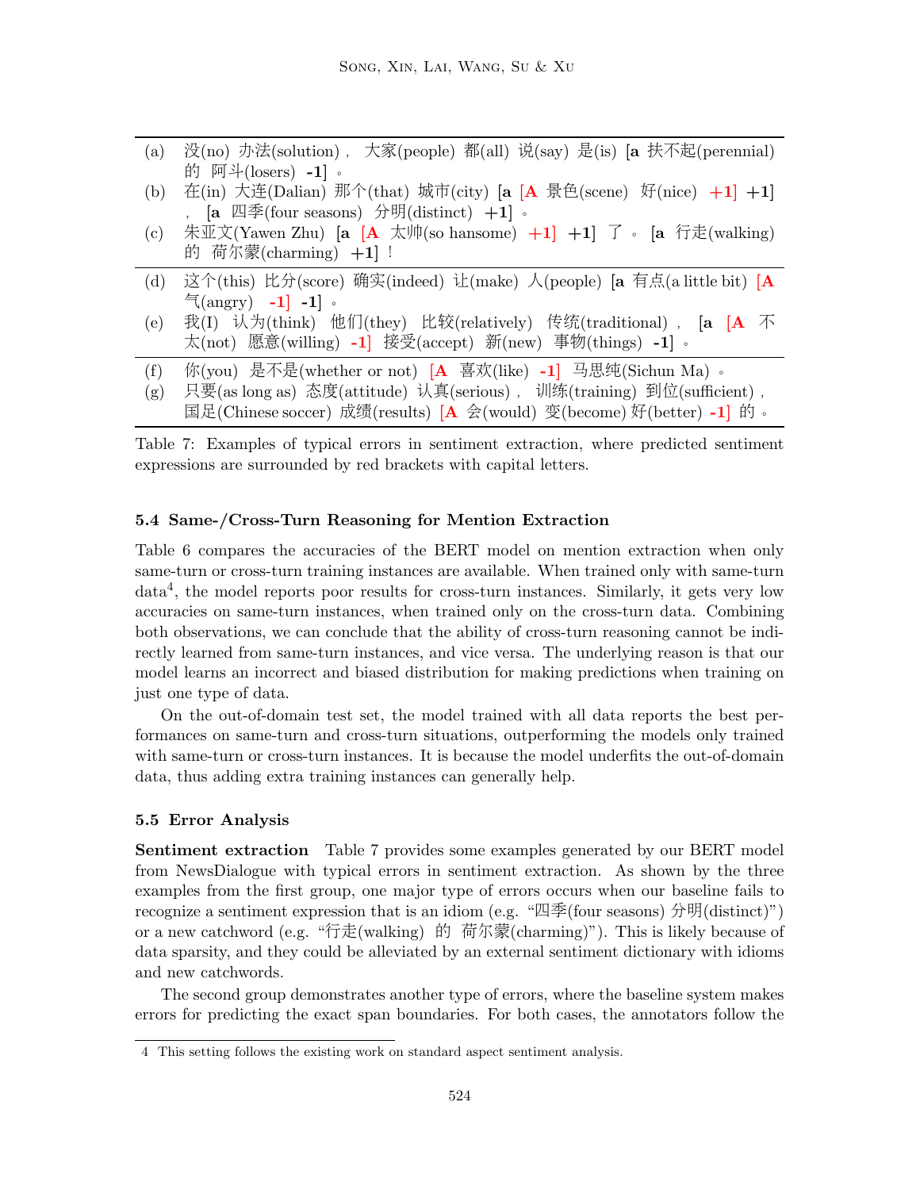| | |
|---|---|
| (a) | 没(no) 办法(solution)， 大家(people) 都(all) 说(say) 是(is) **[a** 扶不起(perennial) 的 阿斗(losers) **-1]** 。 |
| (b) | 在(in) 大连(Dalian) 那个(that) 城市(city) **[a** **[A** 景色(scene) 好(nice) **+1]** **+1]** ， **[a** 四季(four seasons) 分明(distinct) **+1]** 。 |
| (c) | 朱亚文(Yawen Zhu) **[a** **[A** 太帅(so hansome) **+1]** **+1]** 了 。 **[a** 行走(walking) 的 荷尔蒙(charming) **+1]** ！ |
| (d) | 这个(this) 比分(score) 确实(indeed) 让(make) 人(people) **[a** 有点(a little bit) **[A** 气(angry) **-1]** **-1]** 。 |
| (e) | 我(I) 认为(think) 他们(they) 比较(relatively) 传统(traditional)， **[a** **[A** 不太(not) 愿意(willing) **-1]** 接受(accept) 新(new) 事物(things) **-1]** 。 |
| (f) | 你(you) 是不是(whether or not) **[A** 喜欢(like) **-1]** 马思纯(Sichun Ma) 。 |
| (g) | 只要(as long as) 态度(attitude) 认真(serious)， 训练(training) 到位(sufficient)， 国足(Chinese soccer) 成绩(results) **[A** 会(would) 变(become) 好(better) **-1]** 的 。 |

Table 7: Examples of typical errors in sentiment extraction, where predicted sentiment expressions are surrounded by red brackets with capital letters.

### 5.4 Same-/Cross-Turn Reasoning for Mention Extraction

Table 6 compares the accuracies of the BERT model on mention extraction when only same-turn or cross-turn training instances are available. When trained only with same-turn data[4], the model reports poor results for cross-turn instances. Similarly, it gets very low accuracies on same-turn instances, when trained only on the cross-turn data. Combining both observations, we can conclude that the ability of cross-turn reasoning cannot be indirectly learned from same-turn instances, and vice versa. The underlying reason is that our model learns an incorrect and biased distribution for making predictions when training on just one type of data.

On the out-of-domain test set, the model trained with all data reports the best performances on same-turn and cross-turn situations, outperforming the models only trained with same-turn or cross-turn instances. It is because the model underfits the out-of-domain data, thus adding extra training instances can generally help.

### 5.5 Error Analysis

**Sentiment extraction** Table 7 provides some examples generated by our BERT model from NewsDialogue with typical errors in sentiment extraction. As shown by the three examples from the first group, one major type of errors occurs when our baseline fails to recognize a sentiment expression that is an idiom (e.g. "四季(four seasons) 分明(distinct)") or a new catchword (e.g. "行走(walking) 的 荷尔蒙(charming)"). This is likely because of data sparsity, and they could be alleviated by an external sentiment dictionary with idioms and new catchwords.

The second group demonstrates another type of errors, where the baseline system makes errors for predicting the exact span boundaries. For both cases, the annotators follow the

4 This setting follows the existing work on standard aspect sentiment analysis.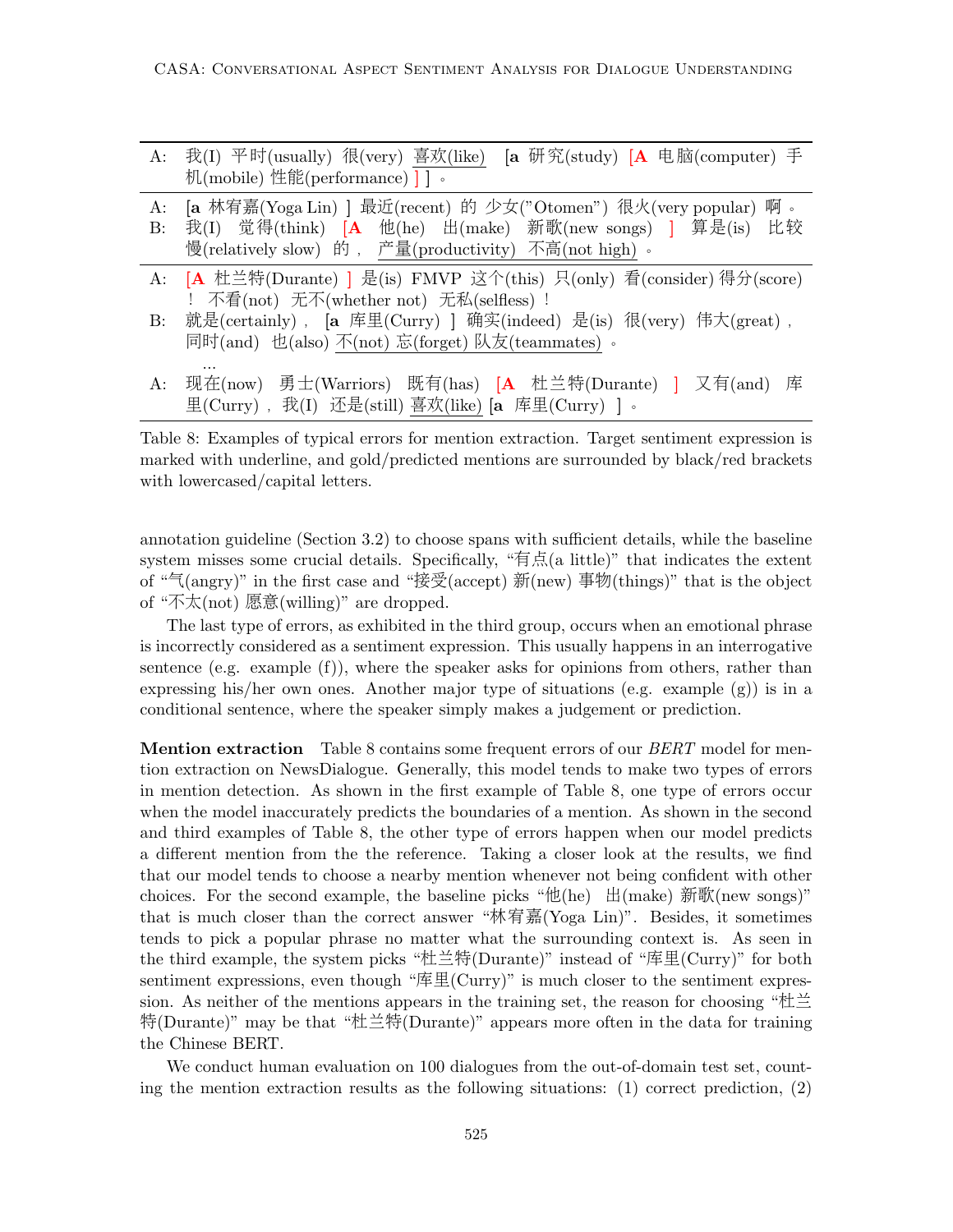| | |
|---|---|
| A: | 我(I) 平时(usually) 很(very) 喜欢(like) [a 研究(study) [A 电脑(computer) 手机(mobile) 性能(performance) ] ] 。 |
| A: | [a 林宥嘉(Yoga Lin) ] 最近(recent) 的 少女("Otomen") 很火(very popular) 啊 。 |
| B: | 我(I) 觉得(think) [A 他(he) 出(make) 新歌(new songs) ] 算是(is) 比较慢(relatively slow) 的 , 产量(productivity) 不高(not high) 。 |
| A: | [A 杜兰特(Durante) ] 是(is) FMVP 这个(this) 只(only) 看(consider) 得分(score) ! 不看(not) 无不(whether not) 无私(selfless) ! |
| B: | 就是(certainly) , [a 库里(Curry) ] 确实(indeed) 是(is) 很(very) 伟大(great) , 同时(and) 也(also) 不(not) 忘(forget) 队友(teammates) 。 |
| | ... |
| A: | 现在(now) 勇士(Warriors) 既有(has) [A 杜兰特(Durante) ] 又有(and) 库里(Curry) , 我(I) 还是(still) 喜欢(like) [a 库里(Curry) ] 。 |

Table 8: Examples of typical errors for mention extraction. Target sentiment expression is marked with underline, and gold/predicted mentions are surrounded by black/red brackets with lowercased/capital letters.

annotation guideline (Section 3.2) to choose spans with sufficient details, while the baseline system misses some crucial details. Specifically, "有点(a little)" that indicates the extent of "气(angry)" in the first case and "接受(accept) 新(new) 事物(things)" that is the object of "不太(not) 愿意(willing)" are dropped.

The last type of errors, as exhibited in the third group, occurs when an emotional phrase is incorrectly considered as a sentiment expression. This usually happens in an interrogative sentence (e.g. example (f)), where the speaker asks for opinions from others, rather than expressing his/her own ones. Another major type of situations (e.g. example (g)) is in a conditional sentence, where the speaker simply makes a judgement or prediction.

**Mention extraction** Table 8 contains some frequent errors of our *BERT* model for mention extraction on NewsDialogue. Generally, this model tends to make two types of errors in mention detection. As shown in the first example of Table 8, one type of errors occur when the model inaccurately predicts the boundaries of a mention. As shown in the second and third examples of Table 8, the other type of errors happen when our model predicts a different mention from the the reference. Taking a closer look at the results, we find that our model tends to choose a nearby mention whenever not being confident with other choices. For the second example, the baseline picks "他(he) 出(make) 新歌(new songs)" that is much closer than the correct answer "林宥嘉(Yoga Lin)". Besides, it sometimes tends to pick a popular phrase no matter what the surrounding context is. As seen in the third example, the system picks "杜兰特(Durante)" instead of "库里(Curry)" for both sentiment expressions, even though "库里(Curry)" is much closer to the sentiment expression. As neither of the mentions appears in the training set, the reason for choosing "杜兰特(Durante)" may be that "杜兰特(Durante)" appears more often in the data for training the Chinese BERT.

We conduct human evaluation on 100 dialogues from the out-of-domain test set, counting the mention extraction results as the following situations: (1) correct prediction, (2)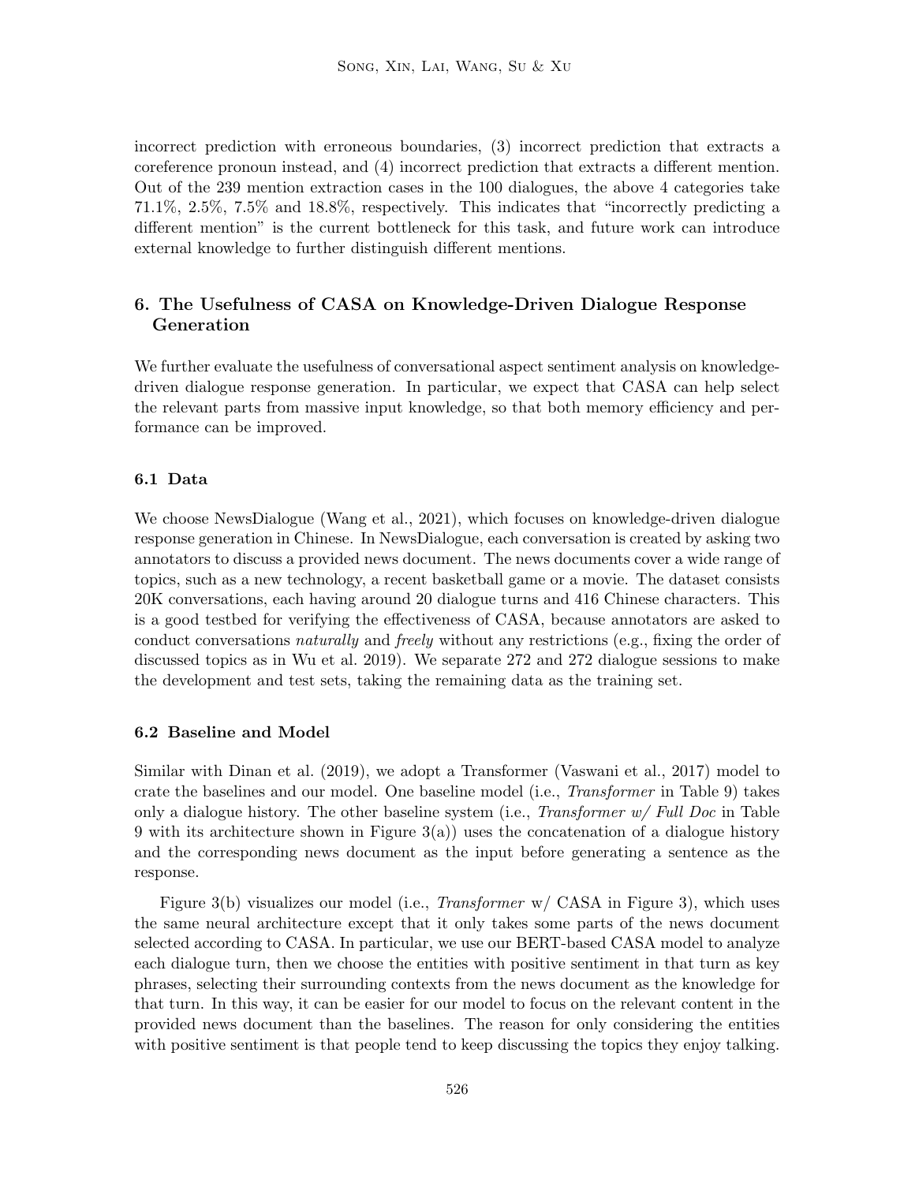incorrect prediction with erroneous boundaries, (3) incorrect prediction that extracts a coreference pronoun instead, and (4) incorrect prediction that extracts a different mention. Out of the 239 mention extraction cases in the 100 dialogues, the above 4 categories take 71.1%, 2.5%, 7.5% and 18.8%, respectively. This indicates that "incorrectly predicting a different mention" is the current bottleneck for this task, and future work can introduce external knowledge to further distinguish different mentions.

## 6. The Usefulness of CASA on Knowledge-Driven Dialogue Response Generation

We further evaluate the usefulness of conversational aspect sentiment analysis on knowledge-driven dialogue response generation. In particular, we expect that CASA can help select the relevant parts from massive input knowledge, so that both memory efficiency and performance can be improved.

### 6.1 Data

We choose NewsDialogue (Wang et al., 2021), which focuses on knowledge-driven dialogue response generation in Chinese. In NewsDialogue, each conversation is created by asking two annotators to discuss a provided news document. The news documents cover a wide range of topics, such as a new technology, a recent basketball game or a movie. The dataset consists 20K conversations, each having around 20 dialogue turns and 416 Chinese characters. This is a good testbed for verifying the effectiveness of CASA, because annotators are asked to conduct conversations *naturally* and *freely* without any restrictions (e.g., fixing the order of discussed topics as in Wu et al. 2019). We separate 272 and 272 dialogue sessions to make the development and test sets, taking the remaining data as the training set.

### 6.2 Baseline and Model

Similar with Dinan et al. (2019), we adopt a Transformer (Vaswani et al., 2017) model to crate the baselines and our model. One baseline model (i.e., *Transformer* in Table 9) takes only a dialogue history. The other baseline system (i.e., *Transformer w/ Full Doc* in Table 9 with its architecture shown in Figure 3(a)) uses the concatenation of a dialogue history and the corresponding news document as the input before generating a sentence as the response.

Figure 3(b) visualizes our model (i.e., *Transformer* w/ CASA in Figure 3), which uses the same neural architecture except that it only takes some parts of the news document selected according to CASA. In particular, we use our BERT-based CASA model to analyze each dialogue turn, then we choose the entities with positive sentiment in that turn as key phrases, selecting their surrounding contexts from the news document as the knowledge for that turn. In this way, it can be easier for our model to focus on the relevant content in the provided news document than the baselines. The reason for only considering the entities with positive sentiment is that people tend to keep discussing the topics they enjoy talking.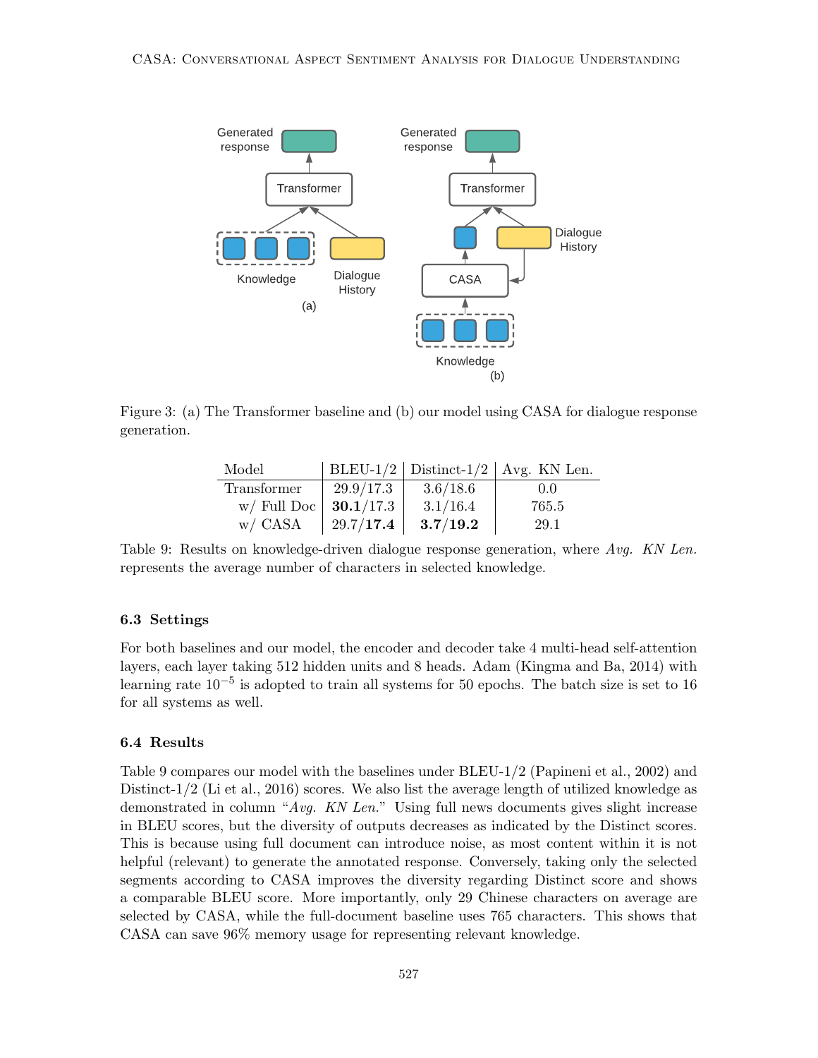Figure 3: (a) The Transformer baseline and (b) our model using CASA for dialogue response generation.

| Model | BLEU-1/2 | Distinct-1/2 | Avg. KN Len. |
|---|---|---|---|
| Transformer | 29.9/17.3 | 3.6/18.6 | 0.0 |
| w/ Full Doc | **30.1**/17.3 | 3.1/16.4 | 765.5 |
| w/ CASA | 29.7/**17.4** | **3.7**/**19.2** | 29.1 |

Table 9: Results on knowledge-driven dialogue response generation, where *Avg. KN Len.* represents the average number of characters in selected knowledge.

### 6.3 Settings

For both baselines and our model, the encoder and decoder take 4 multi-head self-attention layers, each layer taking 512 hidden units and 8 heads. Adam (Kingma and Ba, 2014) with learning rate $10^{-5}$ is adopted to train all systems for 50 epochs. The batch size is set to 16 for all systems as well.

### 6.4 Results

Table 9 compares our model with the baselines under BLEU-1/2 (Papineni et al., 2002) and Distinct-1/2 (Li et al., 2016) scores. We also list the average length of utilized knowledge as demonstrated in column "*Avg. KN Len.*" Using full news documents gives slight increase in BLEU scores, but the diversity of outputs decreases as indicated by the Distinct scores. This is because using full document can introduce noise, as most content within it is not helpful (relevant) to generate the annotated response. Conversely, taking only the selected segments according to CASA improves the diversity regarding Distinct score and shows a comparable BLEU score. More importantly, only 29 Chinese characters on average are selected by CASA, while the full-document baseline uses 765 characters. This shows that CASA can save 96% memory usage for representing relevant knowledge.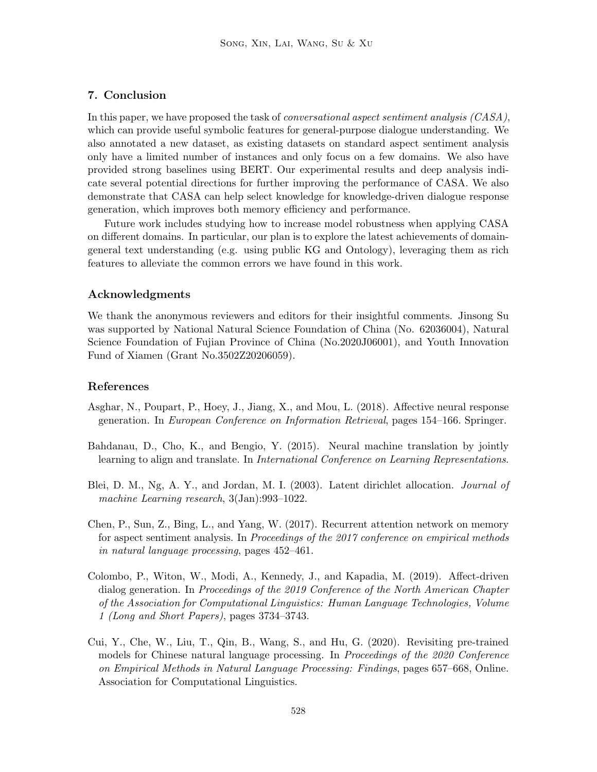## 7. Conclusion

In this paper, we have proposed the task of *conversational aspect sentiment analysis (CASA)*, which can provide useful symbolic features for general-purpose dialogue understanding. We also annotated a new dataset, as existing datasets on standard aspect sentiment analysis only have a limited number of instances and only focus on a few domains. We also have provided strong baselines using BERT. Our experimental results and deep analysis indicate several potential directions for further improving the performance of CASA. We also demonstrate that CASA can help select knowledge for knowledge-driven dialogue response generation, which improves both memory efficiency and performance.

Future work includes studying how to increase model robustness when applying CASA on different domains. In particular, our plan is to explore the latest achievements of domain-general text understanding (e.g. using public KG and Ontology), leveraging them as rich features to alleviate the common errors we have found in this work.

## Acknowledgments

We thank the anonymous reviewers and editors for their insightful comments. Jinsong Su was supported by National Natural Science Foundation of China (No. 62036004), Natural Science Foundation of Fujian Province of China (No.2020J06001), and Youth Innovation Fund of Xiamen (Grant No.3502Z20206059).

## References

Asghar, N., Poupart, P., Hoey, J., Jiang, X., and Mou, L. (2018). Affective neural response generation. In *European Conference on Information Retrieval*, pages 154–166. Springer.

Bahdanau, D., Cho, K., and Bengio, Y. (2015). Neural machine translation by jointly learning to align and translate. In *International Conference on Learning Representations*.

Blei, D. M., Ng, A. Y., and Jordan, M. I. (2003). Latent dirichlet allocation. *Journal of machine Learning research*, 3(Jan):993–1022.

Chen, P., Sun, Z., Bing, L., and Yang, W. (2017). Recurrent attention network on memory for aspect sentiment analysis. In *Proceedings of the 2017 conference on empirical methods in natural language processing*, pages 452–461.

Colombo, P., Witon, W., Modi, A., Kennedy, J., and Kapadia, M. (2019). Affect-driven dialog generation. In *Proceedings of the 2019 Conference of the North American Chapter of the Association for Computational Linguistics: Human Language Technologies, Volume 1 (Long and Short Papers)*, pages 3734–3743.

Cui, Y., Che, W., Liu, T., Qin, B., Wang, S., and Hu, G. (2020). Revisiting pre-trained models for Chinese natural language processing. In *Proceedings of the 2020 Conference on Empirical Methods in Natural Language Processing: Findings*, pages 657–668, Online. Association for Computational Linguistics.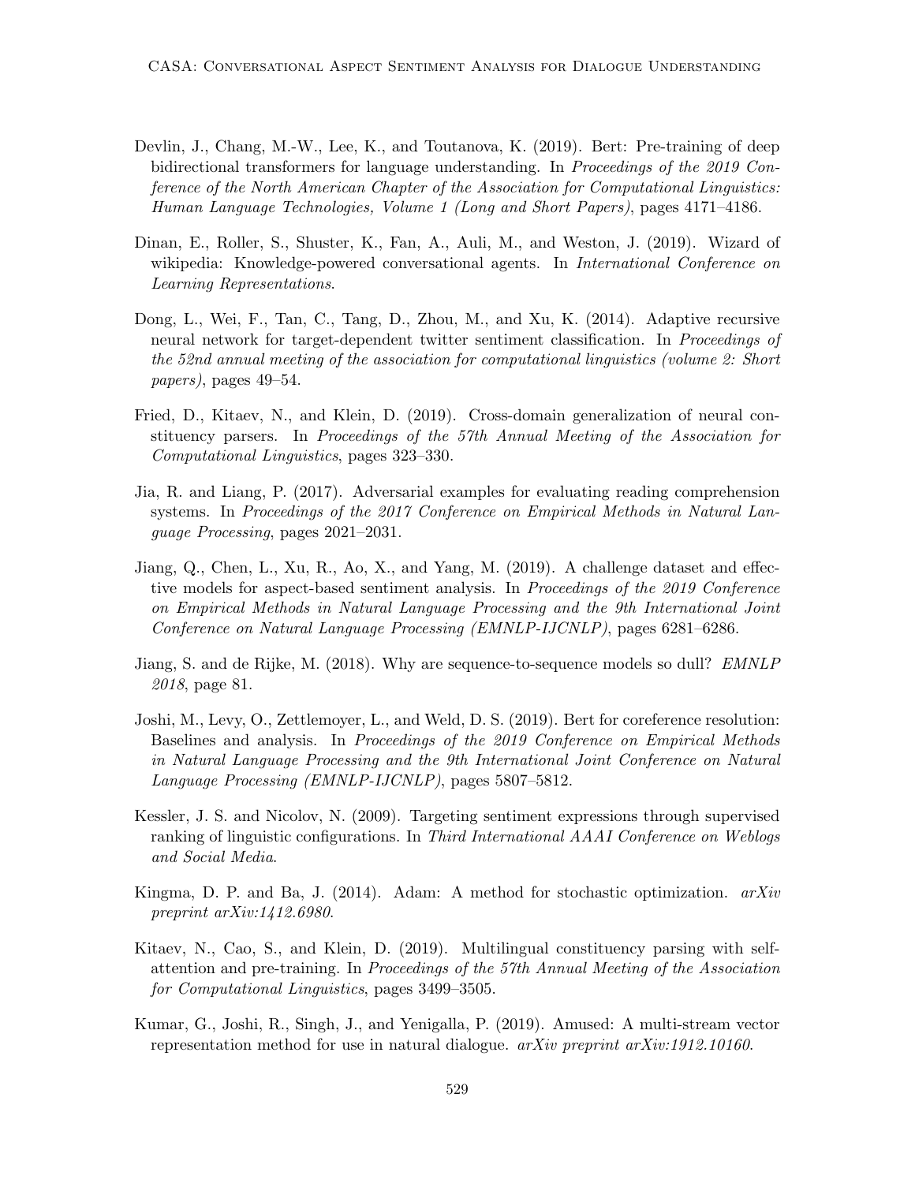Devlin, J., Chang, M.-W., Lee, K., and Toutanova, K. (2019). Bert: Pre-training of deep bidirectional transformers for language understanding. In *Proceedings of the 2019 Conference of the North American Chapter of the Association for Computational Linguistics: Human Language Technologies, Volume 1 (Long and Short Papers)*, pages 4171–4186.

Dinan, E., Roller, S., Shuster, K., Fan, A., Auli, M., and Weston, J. (2019). Wizard of wikipedia: Knowledge-powered conversational agents. In *International Conference on Learning Representations*.

Dong, L., Wei, F., Tan, C., Tang, D., Zhou, M., and Xu, K. (2014). Adaptive recursive neural network for target-dependent twitter sentiment classification. In *Proceedings of the 52nd annual meeting of the association for computational linguistics (volume 2: Short papers)*, pages 49–54.

Fried, D., Kitaev, N., and Klein, D. (2019). Cross-domain generalization of neural constituency parsers. In *Proceedings of the 57th Annual Meeting of the Association for Computational Linguistics*, pages 323–330.

Jia, R. and Liang, P. (2017). Adversarial examples for evaluating reading comprehension systems. In *Proceedings of the 2017 Conference on Empirical Methods in Natural Language Processing*, pages 2021–2031.

Jiang, Q., Chen, L., Xu, R., Ao, X., and Yang, M. (2019). A challenge dataset and effective models for aspect-based sentiment analysis. In *Proceedings of the 2019 Conference on Empirical Methods in Natural Language Processing and the 9th International Joint Conference on Natural Language Processing (EMNLP-IJCNLP)*, pages 6281–6286.

Jiang, S. and de Rijke, M. (2018). Why are sequence-to-sequence models so dull? *EMNLP 2018*, page 81.

Joshi, M., Levy, O., Zettlemoyer, L., and Weld, D. S. (2019). Bert for coreference resolution: Baselines and analysis. In *Proceedings of the 2019 Conference on Empirical Methods in Natural Language Processing and the 9th International Joint Conference on Natural Language Processing (EMNLP-IJCNLP)*, pages 5807–5812.

Kessler, J. S. and Nicolov, N. (2009). Targeting sentiment expressions through supervised ranking of linguistic configurations. In *Third International AAAI Conference on Weblogs and Social Media*.

Kingma, D. P. and Ba, J. (2014). Adam: A method for stochastic optimization. *arXiv preprint arXiv:1412.6980*.

Kitaev, N., Cao, S., and Klein, D. (2019). Multilingual constituency parsing with self-attention and pre-training. In *Proceedings of the 57th Annual Meeting of the Association for Computational Linguistics*, pages 3499–3505.

Kumar, G., Joshi, R., Singh, J., and Yenigalla, P. (2019). Amused: A multi-stream vector representation method for use in natural dialogue. *arXiv preprint arXiv:1912.10160*.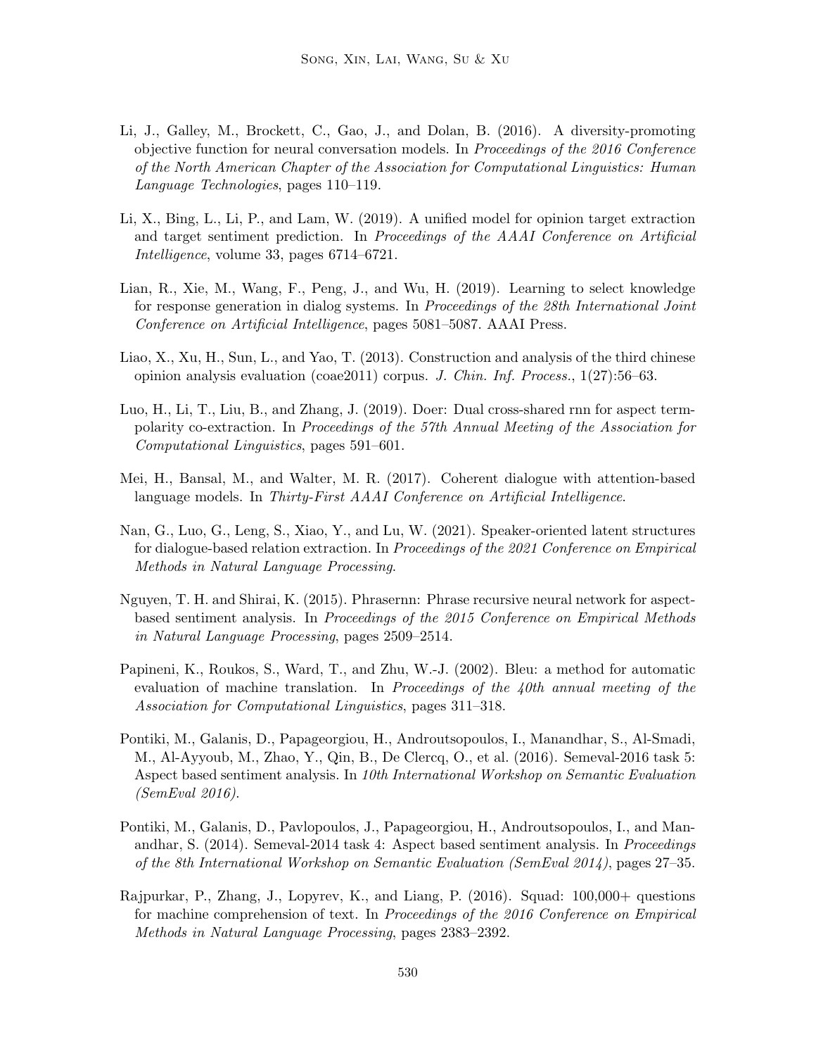Li, J., Galley, M., Brockett, C., Gao, J., and Dolan, B. (2016). A diversity-promoting objective function for neural conversation models. In *Proceedings of the 2016 Conference of the North American Chapter of the Association for Computational Linguistics: Human Language Technologies*, pages 110–119.

Li, X., Bing, L., Li, P., and Lam, W. (2019). A unified model for opinion target extraction and target sentiment prediction. In *Proceedings of the AAAI Conference on Artificial Intelligence*, volume 33, pages 6714–6721.

Lian, R., Xie, M., Wang, F., Peng, J., and Wu, H. (2019). Learning to select knowledge for response generation in dialog systems. In *Proceedings of the 28th International Joint Conference on Artificial Intelligence*, pages 5081–5087. AAAI Press.

Liao, X., Xu, H., Sun, L., and Yao, T. (2013). Construction and analysis of the third chinese opinion analysis evaluation (coae2011) corpus. *J. Chin. Inf. Process.*, 1(27):56–63.

Luo, H., Li, T., Liu, B., and Zhang, J. (2019). Doer: Dual cross-shared rnn for aspect term-polarity co-extraction. In *Proceedings of the 57th Annual Meeting of the Association for Computational Linguistics*, pages 591–601.

Mei, H., Bansal, M., and Walter, M. R. (2017). Coherent dialogue with attention-based language models. In *Thirty-First AAAI Conference on Artificial Intelligence*.

Nan, G., Luo, G., Leng, S., Xiao, Y., and Lu, W. (2021). Speaker-oriented latent structures for dialogue-based relation extraction. In *Proceedings of the 2021 Conference on Empirical Methods in Natural Language Processing*.

Nguyen, T. H. and Shirai, K. (2015). Phrasernn: Phrase recursive neural network for aspect-based sentiment analysis. In *Proceedings of the 2015 Conference on Empirical Methods in Natural Language Processing*, pages 2509–2514.

Papineni, K., Roukos, S., Ward, T., and Zhu, W.-J. (2002). Bleu: a method for automatic evaluation of machine translation. In *Proceedings of the 40th annual meeting of the Association for Computational Linguistics*, pages 311–318.

Pontiki, M., Galanis, D., Papageorgiou, H., Androutsopoulos, I., Manandhar, S., Al-Smadi, M., Al-Ayyoub, M., Zhao, Y., Qin, B., De Clercq, O., et al. (2016). Semeval-2016 task 5: Aspect based sentiment analysis. In *10th International Workshop on Semantic Evaluation (SemEval 2016)*.

Pontiki, M., Galanis, D., Pavlopoulos, J., Papageorgiou, H., Androutsopoulos, I., and Manandhar, S. (2014). Semeval-2014 task 4: Aspect based sentiment analysis. In *Proceedings of the 8th International Workshop on Semantic Evaluation (SemEval 2014)*, pages 27–35.

Rajpurkar, P., Zhang, J., Lopyrev, K., and Liang, P. (2016). Squad: 100,000+ questions for machine comprehension of text. In *Proceedings of the 2016 Conference on Empirical Methods in Natural Language Processing*, pages 2383–2392.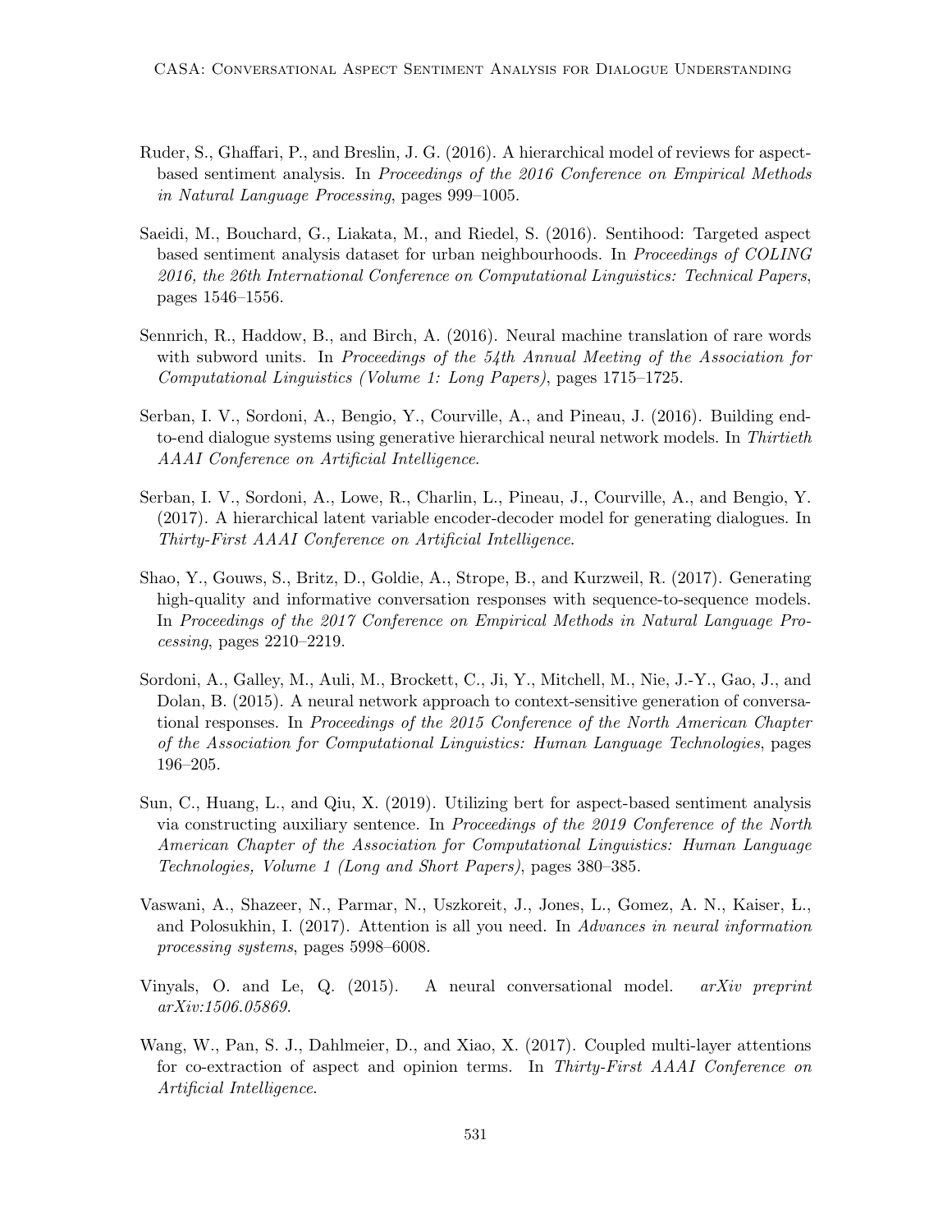Ruder, S., Ghaffari, P., and Breslin, J. G. (2016). A hierarchical model of reviews for aspect-based sentiment analysis. In *Proceedings of the 2016 Conference on Empirical Methods in Natural Language Processing*, pages 999–1005.

Saeidi, M., Bouchard, G., Liakata, M., and Riedel, S. (2016). Sentihood: Targeted aspect based sentiment analysis dataset for urban neighbourhoods. In *Proceedings of COLING 2016, the 26th International Conference on Computational Linguistics: Technical Papers*, pages 1546–1556.

Sennrich, R., Haddow, B., and Birch, A. (2016). Neural machine translation of rare words with subword units. In *Proceedings of the 54th Annual Meeting of the Association for Computational Linguistics (Volume 1: Long Papers)*, pages 1715–1725.

Serban, I. V., Sordoni, A., Bengio, Y., Courville, A., and Pineau, J. (2016). Building end-to-end dialogue systems using generative hierarchical neural network models. In *Thirtieth AAAI Conference on Artificial Intelligence*.

Serban, I. V., Sordoni, A., Lowe, R., Charlin, L., Pineau, J., Courville, A., and Bengio, Y. (2017). A hierarchical latent variable encoder-decoder model for generating dialogues. In *Thirty-First AAAI Conference on Artificial Intelligence*.

Shao, Y., Gouws, S., Britz, D., Goldie, A., Strope, B., and Kurzweil, R. (2017). Generating high-quality and informative conversation responses with sequence-to-sequence models. In *Proceedings of the 2017 Conference on Empirical Methods in Natural Language Processing*, pages 2210–2219.

Sordoni, A., Galley, M., Auli, M., Brockett, C., Ji, Y., Mitchell, M., Nie, J.-Y., Gao, J., and Dolan, B. (2015). A neural network approach to context-sensitive generation of conversational responses. In *Proceedings of the 2015 Conference of the North American Chapter of the Association for Computational Linguistics: Human Language Technologies*, pages 196–205.

Sun, C., Huang, L., and Qiu, X. (2019). Utilizing bert for aspect-based sentiment analysis via constructing auxiliary sentence. In *Proceedings of the 2019 Conference of the North American Chapter of the Association for Computational Linguistics: Human Language Technologies, Volume 1 (Long and Short Papers)*, pages 380–385.

Vaswani, A., Shazeer, N., Parmar, N., Uszkoreit, J., Jones, L., Gomez, A. N., Kaiser, Ł., and Polosukhin, I. (2017). Attention is all you need. In *Advances in neural information processing systems*, pages 5998–6008.

Vinyals, O. and Le, Q. (2015). A neural conversational model. *arXiv preprint arXiv:1506.05869*.

Wang, W., Pan, S. J., Dahlmeier, D., and Xiao, X. (2017). Coupled multi-layer attentions for co-extraction of aspect and opinion terms. In *Thirty-First AAAI Conference on Artificial Intelligence*.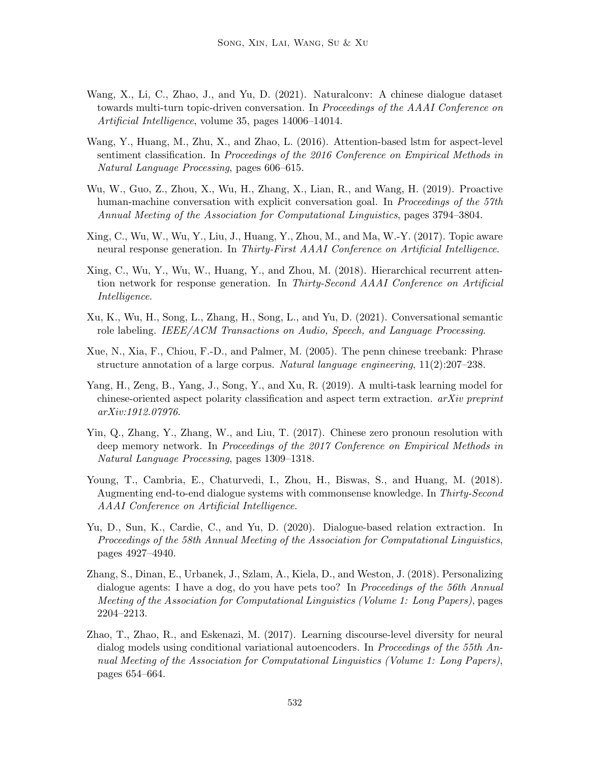Wang, X., Li, C., Zhao, J., and Yu, D. (2021). Naturalconv: A chinese dialogue dataset towards multi-turn topic-driven conversation. In *Proceedings of the AAAI Conference on Artificial Intelligence*, volume 35, pages 14006–14014.

Wang, Y., Huang, M., Zhu, X., and Zhao, L. (2016). Attention-based lstm for aspect-level sentiment classification. In *Proceedings of the 2016 Conference on Empirical Methods in Natural Language Processing*, pages 606–615.

Wu, W., Guo, Z., Zhou, X., Wu, H., Zhang, X., Lian, R., and Wang, H. (2019). Proactive human-machine conversation with explicit conversation goal. In *Proceedings of the 57th Annual Meeting of the Association for Computational Linguistics*, pages 3794–3804.

Xing, C., Wu, W., Wu, Y., Liu, J., Huang, Y., Zhou, M., and Ma, W.-Y. (2017). Topic aware neural response generation. In *Thirty-First AAAI Conference on Artificial Intelligence*.

Xing, C., Wu, Y., Wu, W., Huang, Y., and Zhou, M. (2018). Hierarchical recurrent attention network for response generation. In *Thirty-Second AAAI Conference on Artificial Intelligence*.

Xu, K., Wu, H., Song, L., Zhang, H., Song, L., and Yu, D. (2021). Conversational semantic role labeling. *IEEE/ACM Transactions on Audio, Speech, and Language Processing*.

Xue, N., Xia, F., Chiou, F.-D., and Palmer, M. (2005). The penn chinese treebank: Phrase structure annotation of a large corpus. *Natural language engineering*, 11(2):207–238.

Yang, H., Zeng, B., Yang, J., Song, Y., and Xu, R. (2019). A multi-task learning model for chinese-oriented aspect polarity classification and aspect term extraction. *arXiv preprint arXiv:1912.07976*.

Yin, Q., Zhang, Y., Zhang, W., and Liu, T. (2017). Chinese zero pronoun resolution with deep memory network. In *Proceedings of the 2017 Conference on Empirical Methods in Natural Language Processing*, pages 1309–1318.

Young, T., Cambria, E., Chaturvedi, I., Zhou, H., Biswas, S., and Huang, M. (2018). Augmenting end-to-end dialogue systems with commonsense knowledge. In *Thirty-Second AAAI Conference on Artificial Intelligence*.

Yu, D., Sun, K., Cardie, C., and Yu, D. (2020). Dialogue-based relation extraction. In *Proceedings of the 58th Annual Meeting of the Association for Computational Linguistics*, pages 4927–4940.

Zhang, S., Dinan, E., Urbanek, J., Szlam, A., Kiela, D., and Weston, J. (2018). Personalizing dialogue agents: I have a dog, do you have pets too? In *Proceedings of the 56th Annual Meeting of the Association for Computational Linguistics (Volume 1: Long Papers)*, pages 2204–2213.

Zhao, T., Zhao, R., and Eskenazi, M. (2017). Learning discourse-level diversity for neural dialog models using conditional variational autoencoders. In *Proceedings of the 55th Annual Meeting of the Association for Computational Linguistics (Volume 1: Long Papers)*, pages 654–664.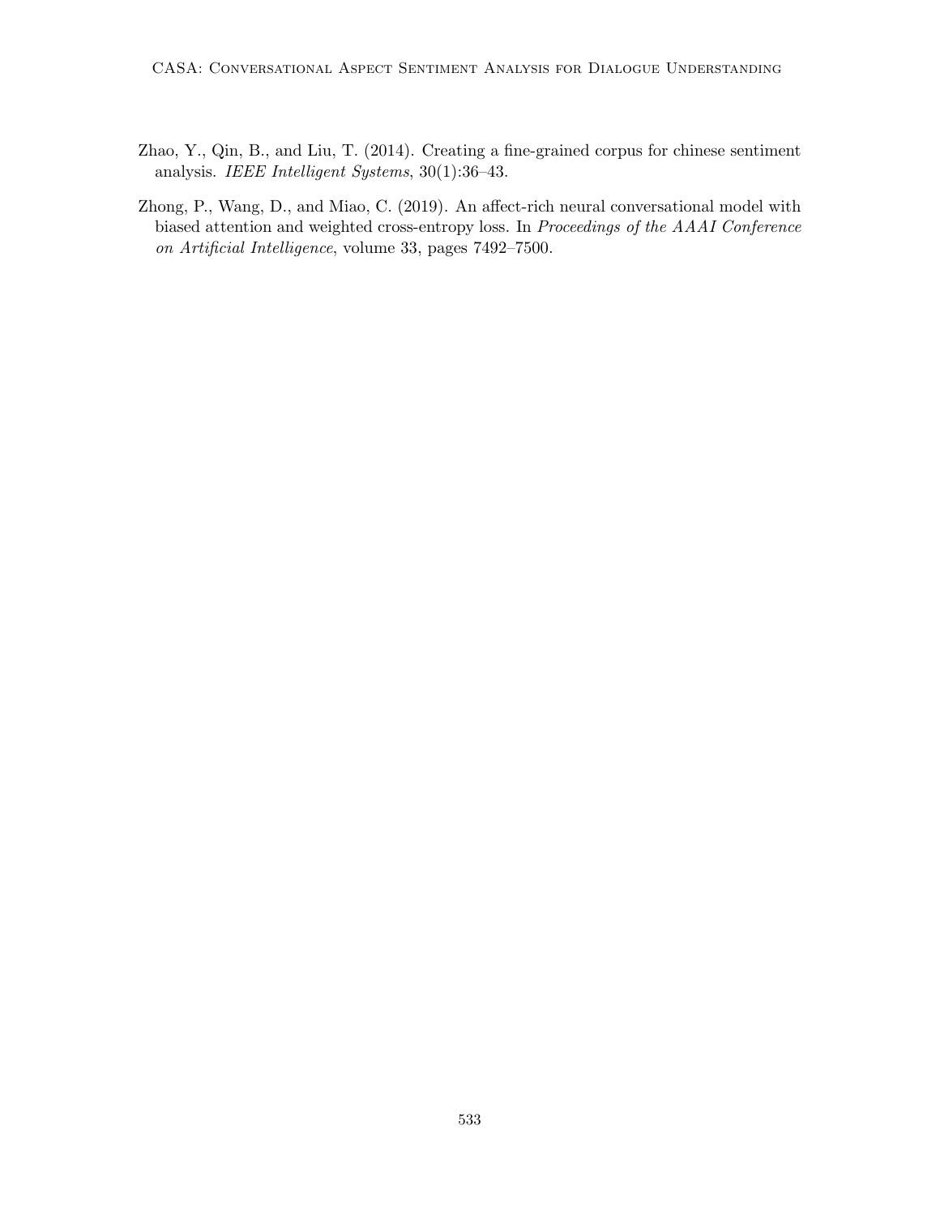Zhao, Y., Qin, B., and Liu, T. (2014). Creating a fine-grained corpus for chinese sentiment analysis. *IEEE Intelligent Systems*, 30(1):36–43.

Zhong, P., Wang, D., and Miao, C. (2019). An affect-rich neural conversational model with biased attention and weighted cross-entropy loss. In *Proceedings of the AAAI Conference on Artificial Intelligence*, volume 33, pages 7492–7500.